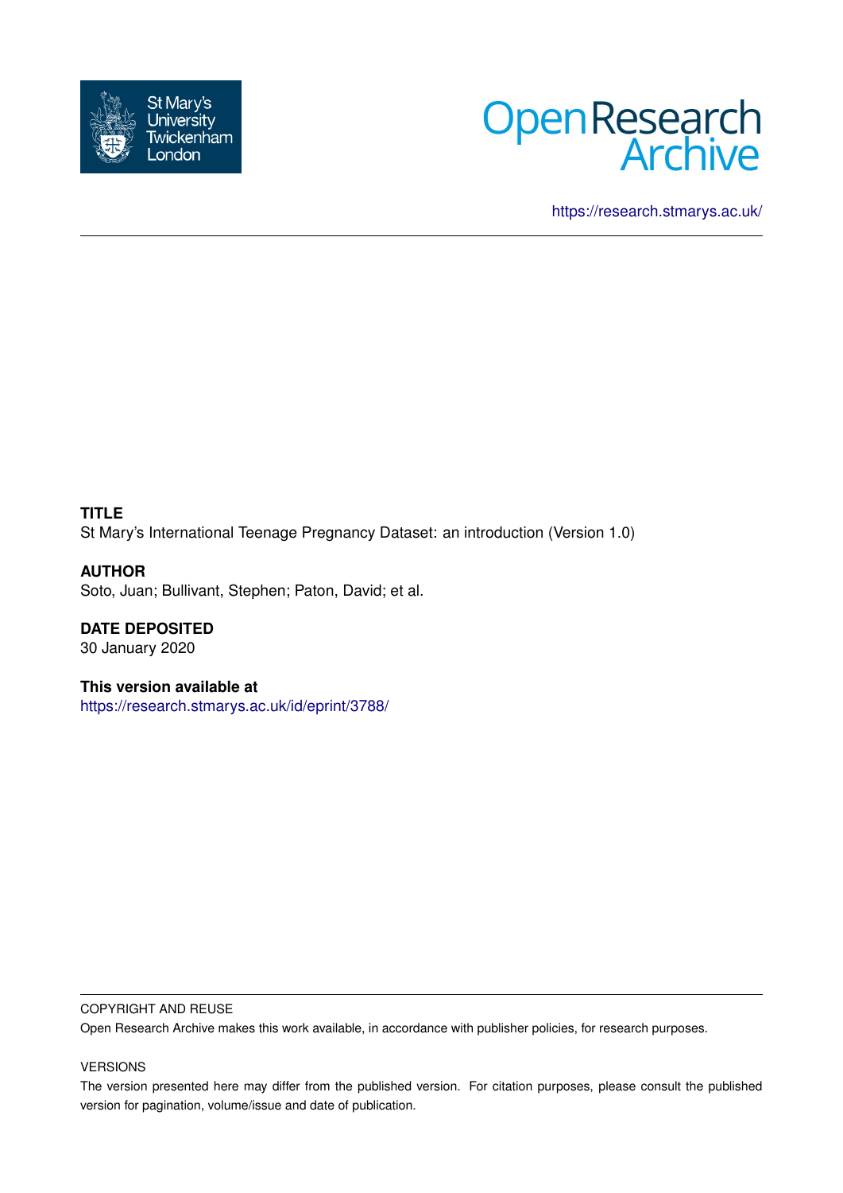https://research.stmarys.ac.uk/

**TITLE**

St Mary's International Teenage Pregnancy Dataset: an introduction (Version 1.0)

**AUTHOR**

Soto, Juan; Bullivant, Stephen; Paton, David; et al.

**DATE DEPOSITED**

30 January 2020

**This version available at**

https://research.stmarys.ac.uk/id/eprint/3788/

COPYRIGHT AND REUSE

Open Research Archive makes this work available, in accordance with publisher policies, for research purposes.

VERSIONS

The version presented here may differ from the published version. For citation purposes, please consult the published version for pagination, volume/issue and date of publication.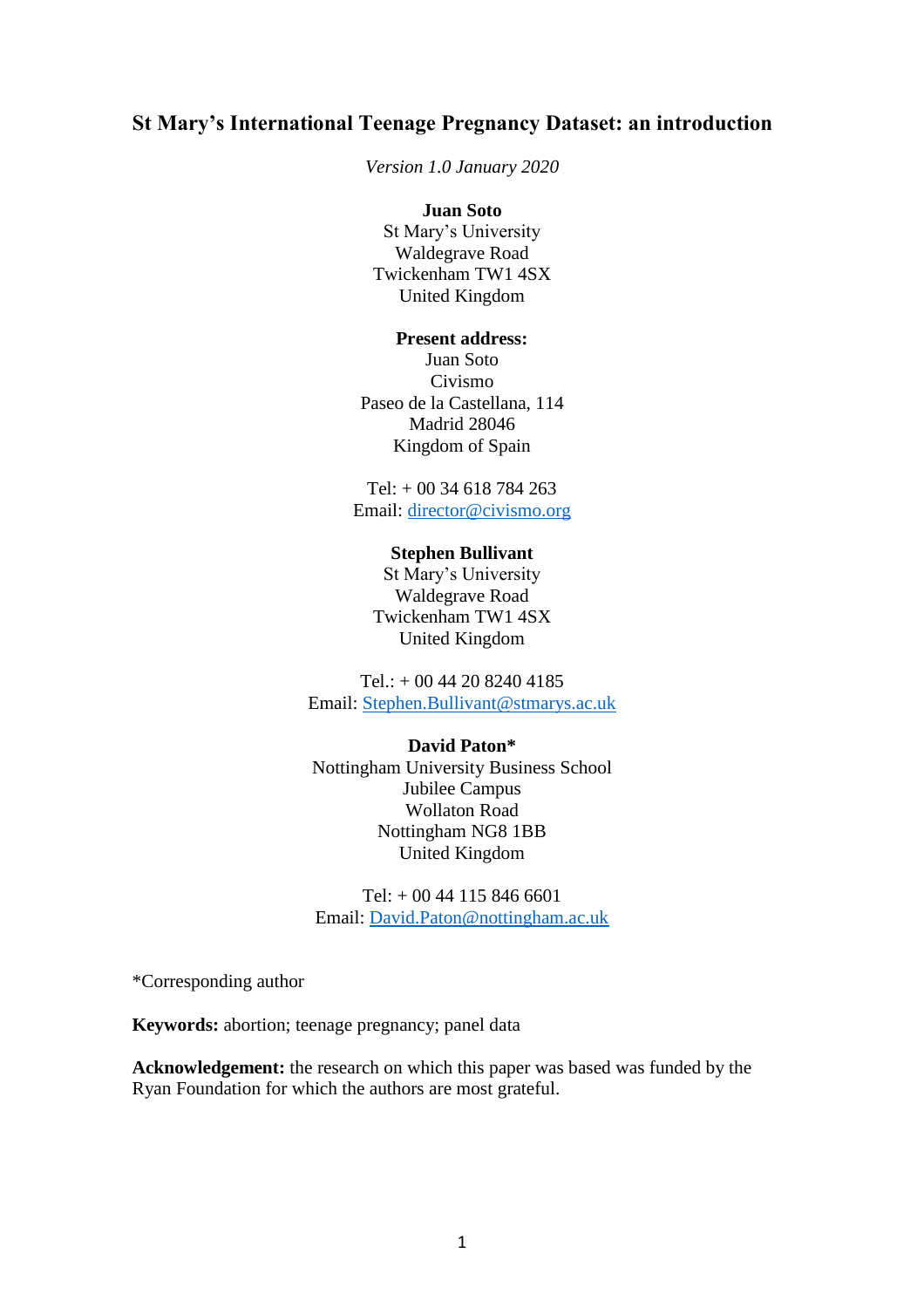# St Mary's International Teenage Pregnancy Dataset: an introduction

*Version 1.0 January 2020*

**Juan Soto**
St Mary's University
Waldegrave Road
Twickenham TW1 4SX
United Kingdom

**Present address:**
Juan Soto
Civismo
Paseo de la Castellana, 114
Madrid 28046
Kingdom of Spain

Tel: + 00 34 618 784 263
Email: director@civismo.org

**Stephen Bullivant**
St Mary's University
Waldegrave Road
Twickenham TW1 4SX
United Kingdom

Tel.: + 00 44 20 8240 4185
Email: Stephen.Bullivant@stmarys.ac.uk

**David Paton***
Nottingham University Business School
Jubilee Campus
Wollaton Road
Nottingham NG8 1BB
United Kingdom

Tel: + 00 44 115 846 6601
Email: David.Paton@nottingham.ac.uk

*Corresponding author

**Keywords:** abortion; teenage pregnancy; panel data

**Acknowledgement:** the research on which this paper was based was funded by the Ryan Foundation for which the authors are most grateful.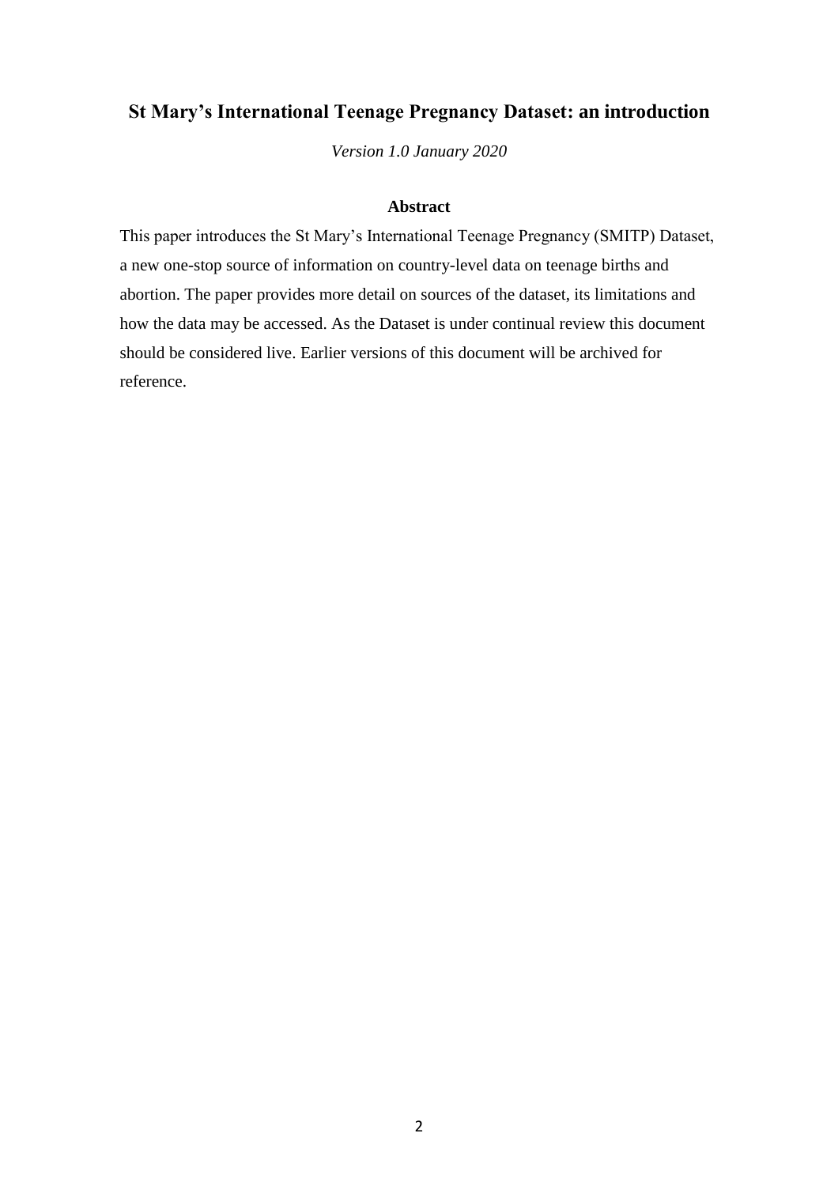# St Mary's International Teenage Pregnancy Dataset: an introduction

*Version 1.0 January 2020*

## Abstract

This paper introduces the St Mary's International Teenage Pregnancy (SMITP) Dataset, a new one-stop source of information on country-level data on teenage births and abortion. The paper provides more detail on sources of the dataset, its limitations and how the data may be accessed. As the Dataset is under continual review this document should be considered live. Earlier versions of this document will be archived for reference.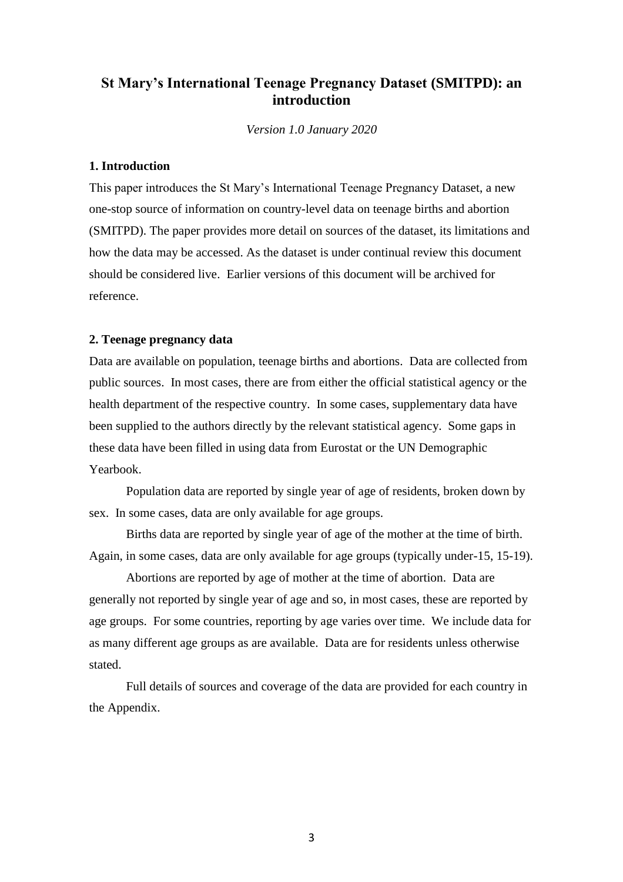# St Mary's International Teenage Pregnancy Dataset (SMITPD): an introduction

*Version 1.0 January 2020*

## 1. Introduction

This paper introduces the St Mary's International Teenage Pregnancy Dataset, a new one-stop source of information on country-level data on teenage births and abortion (SMITPD). The paper provides more detail on sources of the dataset, its limitations and how the data may be accessed. As the dataset is under continual review this document should be considered live. Earlier versions of this document will be archived for reference.

## 2. Teenage pregnancy data

Data are available on population, teenage births and abortions. Data are collected from public sources. In most cases, there are from either the official statistical agency or the health department of the respective country. In some cases, supplementary data have been supplied to the authors directly by the relevant statistical agency. Some gaps in these data have been filled in using data from Eurostat or the UN Demographic Yearbook.

Population data are reported by single year of age of residents, broken down by sex. In some cases, data are only available for age groups.

Births data are reported by single year of age of the mother at the time of birth. Again, in some cases, data are only available for age groups (typically under-15, 15-19).

Abortions are reported by age of mother at the time of abortion. Data are generally not reported by single year of age and so, in most cases, these are reported by age groups. For some countries, reporting by age varies over time. We include data for as many different age groups as are available. Data are for residents unless otherwise stated.

Full details of sources and coverage of the data are provided for each country in the Appendix.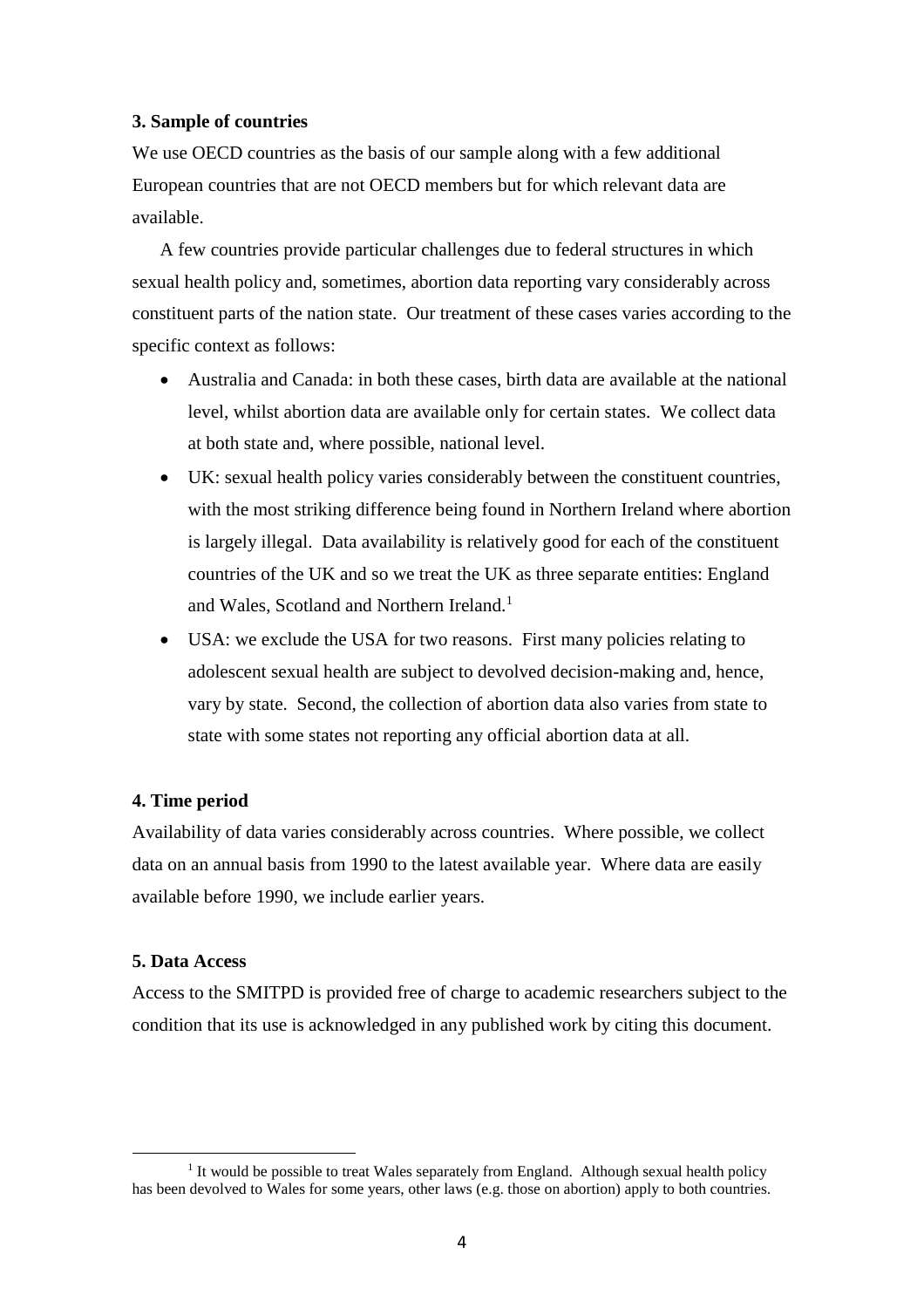### 3. Sample of countries

We use OECD countries as the basis of our sample along with a few additional European countries that are not OECD members but for which relevant data are available.

A few countries provide particular challenges due to federal structures in which sexual health policy and, sometimes, abortion data reporting vary considerably across constituent parts of the nation state. Our treatment of these cases varies according to the specific context as follows:

- Australia and Canada: in both these cases, birth data are available at the national level, whilst abortion data are available only for certain states. We collect data at both state and, where possible, national level.
- UK: sexual health policy varies considerably between the constituent countries, with the most striking difference being found in Northern Ireland where abortion is largely illegal. Data availability is relatively good for each of the constituent countries of the UK and so we treat the UK as three separate entities: England and Wales, Scotland and Northern Ireland.[1]
- USA: we exclude the USA for two reasons. First many policies relating to adolescent sexual health are subject to devolved decision-making and, hence, vary by state. Second, the collection of abortion data also varies from state to state with some states not reporting any official abortion data at all.

### 4. Time period

Availability of data varies considerably across countries. Where possible, we collect data on an annual basis from 1990 to the latest available year. Where data are easily available before 1990, we include earlier years.

### 5. Data Access

Access to the SMITPD is provided free of charge to academic researchers subject to the condition that its use is acknowledged in any published work by citing this document.

[1] It would be possible to treat Wales separately from England. Although sexual health policy has been devolved to Wales for some years, other laws (e.g. those on abortion) apply to both countries.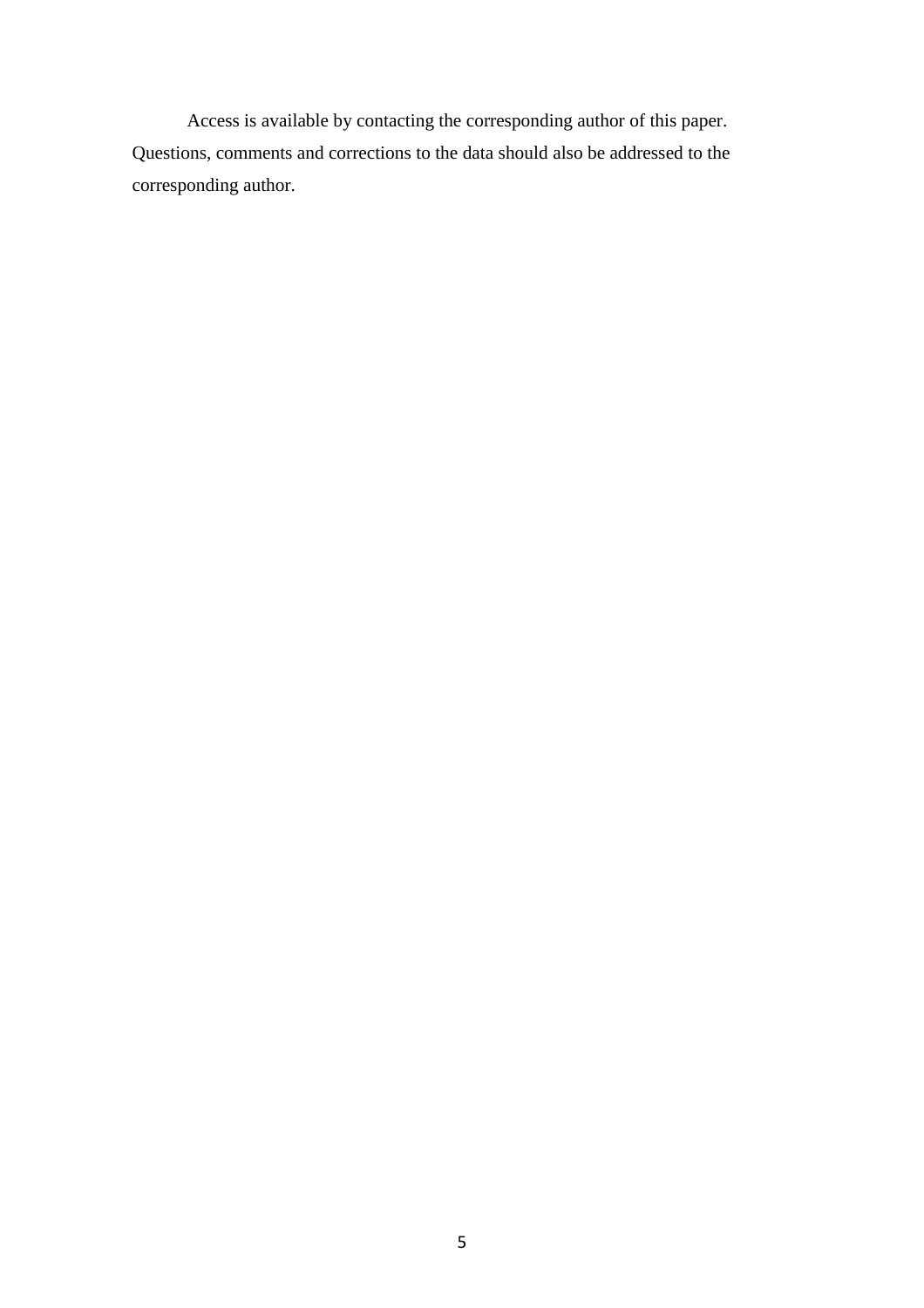Access is available by contacting the corresponding author of this paper. Questions, comments and corrections to the data should also be addressed to the corresponding author.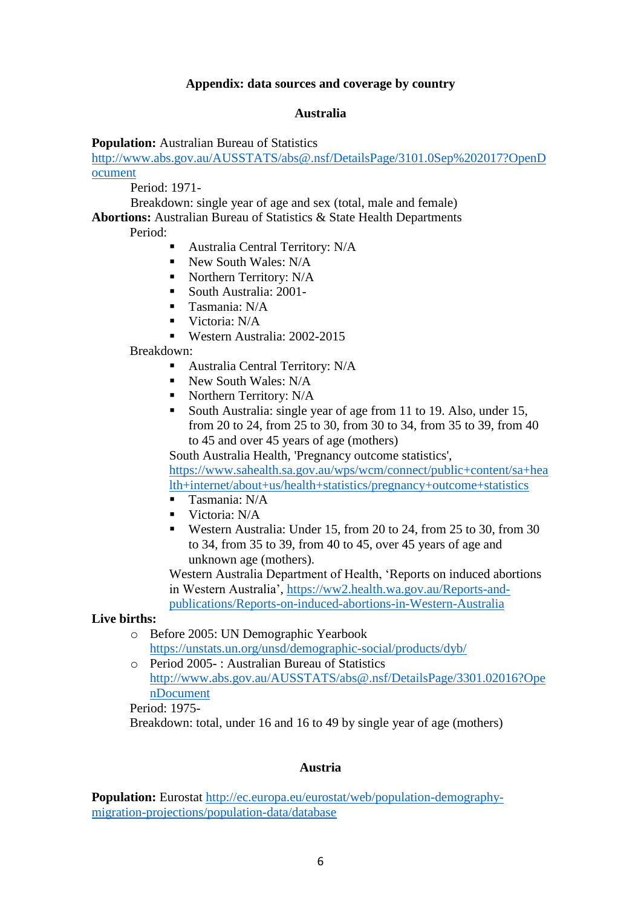### Appendix: data sources and coverage by country

### Australia

**Population:** Australian Bureau of Statistics
http://www.abs.gov.au/AUSSTATS/abs@.nsf/DetailsPage/3101.0Sep%202017?OpenDocument

Period: 1971-

Breakdown: single year of age and sex (total, male and female)

**Abortions:** Australian Bureau of Statistics & State Health Departments

Period:

- Australia Central Territory: N/A
- New South Wales: N/A
- Northern Territory: N/A
- South Australia: 2001-
- Tasmania: N/A
- Victoria: N/A
- Western Australia: 2002-2015

Breakdown:

- Australia Central Territory: N/A
- New South Wales: N/A
- Northern Territory: N/A
- South Australia: single year of age from 11 to 19. Also, under 15, from 20 to 24, from 25 to 30, from 30 to 34, from 35 to 39, from 40 to 45 and over 45 years of age (mothers)

South Australia Health, 'Pregnancy outcome statistics', https://www.sahealth.sa.gov.au/wps/wcm/connect/public+content/sa+health+internet/about+us/health+statistics/pregnancy+outcome+statistics

- Tasmania: N/A
- Victoria: N/A
- Western Australia: Under 15, from 20 to 24, from 25 to 30, from 30 to 34, from 35 to 39, from 40 to 45, over 45 years of age and unknown age (mothers).

Western Australia Department of Health, 'Reports on induced abortions in Western Australia', https://ww2.health.wa.gov.au/Reports-and-publications/Reports-on-induced-abortions-in-Western-Australia

**Live births:**

- Before 2005: UN Demographic Yearbook https://unstats.un.org/unsd/demographic-social/products/dyb/
- Period 2005- : Australian Bureau of Statistics http://www.abs.gov.au/AUSSTATS/abs@.nsf/DetailsPage/3301.02016?OpenDocument

Period: 1975-

Breakdown: total, under 16 and 16 to 49 by single year of age (mothers)

### Austria

**Population:** Eurostat http://ec.europa.eu/eurostat/web/population-demography-migration-projections/population-data/database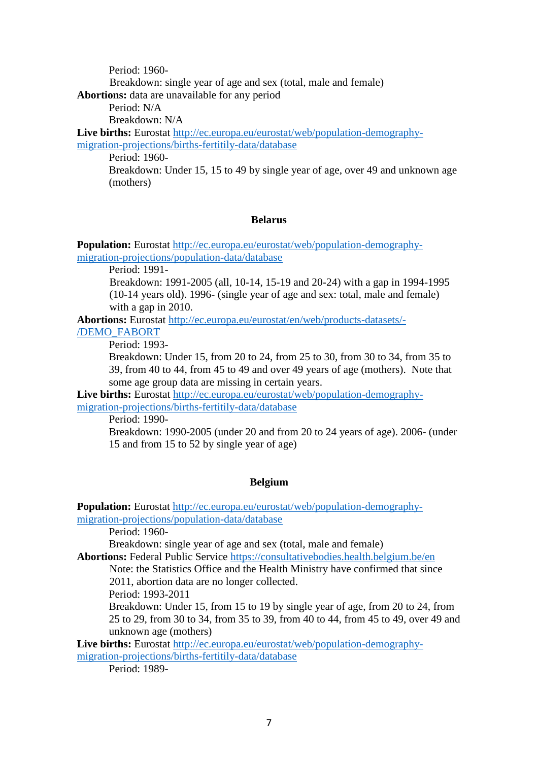Period: 1960-

Breakdown: single year of age and sex (total, male and female)

**Abortions:** data are unavailable for any period

Period: N/A

Breakdown: N/A

**Live births:** Eurostat http://ec.europa.eu/eurostat/web/population-demography-migration-projections/births-fertitily-data/database

Period: 1960-

Breakdown: Under 15, 15 to 49 by single year of age, over 49 and unknown age (mothers)

### Belarus

**Population:** Eurostat http://ec.europa.eu/eurostat/web/population-demography-migration-projections/population-data/database

Period: 1991-

Breakdown: 1991-2005 (all, 10-14, 15-19 and 20-24) with a gap in 1994-1995 (10-14 years old). 1996- (single year of age and sex: total, male and female) with a gap in 2010.

**Abortions:** Eurostat http://ec.europa.eu/eurostat/en/web/products-datasets/-/DEMO_FABORT

Period: 1993-

Breakdown: Under 15, from 20 to 24, from 25 to 30, from 30 to 34, from 35 to 39, from 40 to 44, from 45 to 49 and over 49 years of age (mothers). Note that some age group data are missing in certain years.

**Live births:** Eurostat http://ec.europa.eu/eurostat/web/population-demography-migration-projections/births-fertitily-data/database

Period: 1990-

Breakdown: 1990-2005 (under 20 and from 20 to 24 years of age). 2006- (under 15 and from 15 to 52 by single year of age)

### Belgium

**Population:** Eurostat http://ec.europa.eu/eurostat/web/population-demography-migration-projections/population-data/database

Period: 1960-

Breakdown: single year of age and sex (total, male and female)

**Abortions:** Federal Public Service https://consultativebodies.health.belgium.be/en

Note: the Statistics Office and the Health Ministry have confirmed that since 2011, abortion data are no longer collected.

Period: 1993-2011

Breakdown: Under 15, from 15 to 19 by single year of age, from 20 to 24, from 25 to 29, from 30 to 34, from 35 to 39, from 40 to 44, from 45 to 49, over 49 and unknown age (mothers)

**Live births:** Eurostat http://ec.europa.eu/eurostat/web/population-demography-migration-projections/births-fertitily-data/database

Period: 1989-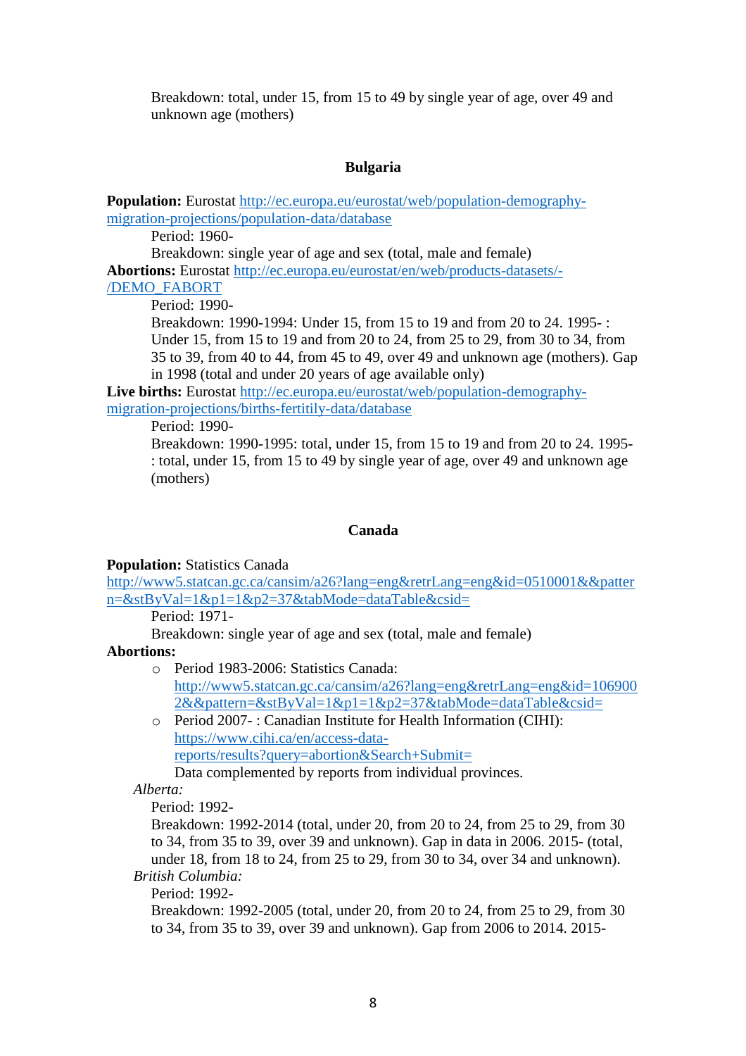Breakdown: total, under 15, from 15 to 49 by single year of age, over 49 and unknown age (mothers)

### Bulgaria

**Population:** Eurostat http://ec.europa.eu/eurostat/web/population-demography-migration-projections/population-data/database

Period: 1960-

Breakdown: single year of age and sex (total, male and female)

**Abortions:** Eurostat http://ec.europa.eu/eurostat/en/web/products-datasets/-/DEMO_FABORT

Period: 1990-

Breakdown: 1990-1994: Under 15, from 15 to 19 and from 20 to 24. 1995- : Under 15, from 15 to 19 and from 20 to 24, from 25 to 29, from 30 to 34, from 35 to 39, from 40 to 44, from 45 to 49, over 49 and unknown age (mothers). Gap in 1998 (total and under 20 years of age available only)

**Live births:** Eurostat http://ec.europa.eu/eurostat/web/population-demography-migration-projections/births-fertitily-data/database

Period: 1990-

Breakdown: 1990-1995: total, under 15, from 15 to 19 and from 20 to 24. 1995- : total, under 15, from 15 to 49 by single year of age, over 49 and unknown age (mothers)

### Canada

**Population:** Statistics Canada http://www5.statcan.gc.ca/cansim/a26?lang=eng&retrLang=eng&id=0510001&&pattern=&stByVal=1&p1=1&p2=37&tabMode=dataTable&csid=

Period: 1971-

Breakdown: single year of age and sex (total, male and female)

**Abortions:**

- Period 1983-2006: Statistics Canada: http://www5.statcan.gc.ca/cansim/a26?lang=eng&retrLang=eng&id=1069002&&pattern=&stByVal=1&p1=1&p2=37&tabMode=dataTable&csid=
- Period 2007- : Canadian Institute for Health Information (CIHI): https://www.cihi.ca/en/access-data-reports/results?query=abortion&Search+Submit=

  Data complemented by reports from individual provinces.

*Alberta:*

Period: 1992-

Breakdown: 1992-2014 (total, under 20, from 20 to 24, from 25 to 29, from 30 to 34, from 35 to 39, over 39 and unknown). Gap in data in 2006. 2015- (total, under 18, from 18 to 24, from 25 to 29, from 30 to 34, over 34 and unknown).

*British Columbia:*

Period: 1992-

Breakdown: 1992-2005 (total, under 20, from 20 to 24, from 25 to 29, from 30 to 34, from 35 to 39, over 39 and unknown). Gap from 2006 to 2014. 2015-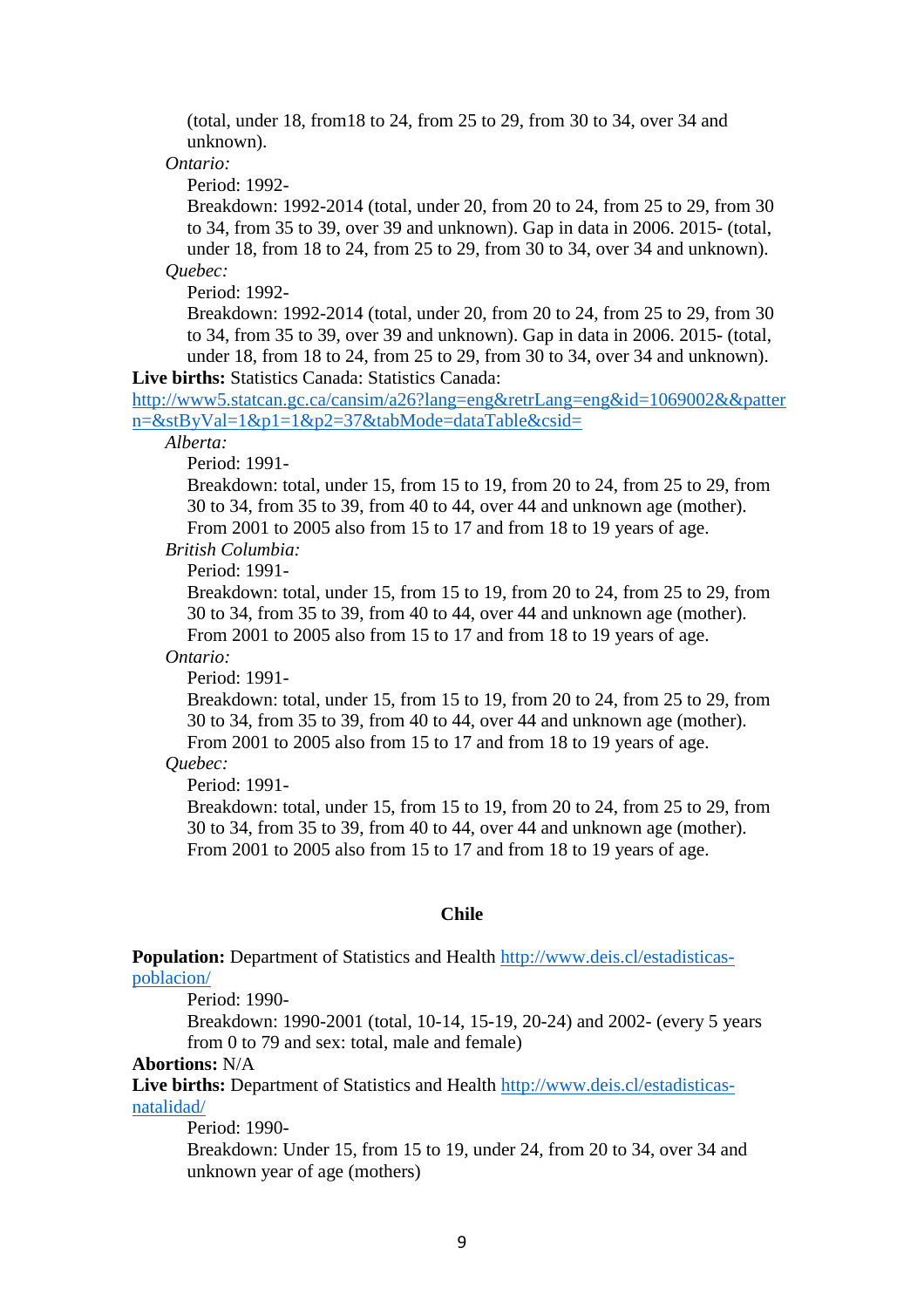(total, under 18, from18 to 24, from 25 to 29, from 30 to 34, over 34 and unknown).

*Ontario:*

Period: 1992-

Breakdown: 1992-2014 (total, under 20, from 20 to 24, from 25 to 29, from 30 to 34, from 35 to 39, over 39 and unknown). Gap in data in 2006. 2015- (total, under 18, from 18 to 24, from 25 to 29, from 30 to 34, over 34 and unknown).

*Quebec:*

Period: 1992-

Breakdown: 1992-2014 (total, under 20, from 20 to 24, from 25 to 29, from 30 to 34, from 35 to 39, over 39 and unknown). Gap in data in 2006. 2015- (total, under 18, from 18 to 24, from 25 to 29, from 30 to 34, over 34 and unknown).

**Live births:** Statistics Canada: Statistics Canada: http://www5.statcan.gc.ca/cansim/a26?lang=eng&retrLang=eng&id=1069002&&pattern=&stByVal=1&p1=1&p2=37&tabMode=dataTable&csid=

*Alberta:*

Period: 1991-

Breakdown: total, under 15, from 15 to 19, from 20 to 24, from 25 to 29, from 30 to 34, from 35 to 39, from 40 to 44, over 44 and unknown age (mother). From 2001 to 2005 also from 15 to 17 and from 18 to 19 years of age.

*British Columbia:*

Period: 1991-

Breakdown: total, under 15, from 15 to 19, from 20 to 24, from 25 to 29, from 30 to 34, from 35 to 39, from 40 to 44, over 44 and unknown age (mother). From 2001 to 2005 also from 15 to 17 and from 18 to 19 years of age.

*Ontario:*

Period: 1991-

Breakdown: total, under 15, from 15 to 19, from 20 to 24, from 25 to 29, from 30 to 34, from 35 to 39, from 40 to 44, over 44 and unknown age (mother). From 2001 to 2005 also from 15 to 17 and from 18 to 19 years of age.

*Quebec:*

Period: 1991-

Breakdown: total, under 15, from 15 to 19, from 20 to 24, from 25 to 29, from 30 to 34, from 35 to 39, from 40 to 44, over 44 and unknown age (mother). From 2001 to 2005 also from 15 to 17 and from 18 to 19 years of age.

## Chile

**Population:** Department of Statistics and Health http://www.deis.cl/estadisticas-poblacion/

Period: 1990-

Breakdown: 1990-2001 (total, 10-14, 15-19, 20-24) and 2002- (every 5 years from 0 to 79 and sex: total, male and female)

**Abortions:** N/A

**Live births:** Department of Statistics and Health http://www.deis.cl/estadisticas-natalidad/

Period: 1990-

Breakdown: Under 15, from 15 to 19, under 24, from 20 to 34, over 34 and unknown year of age (mothers)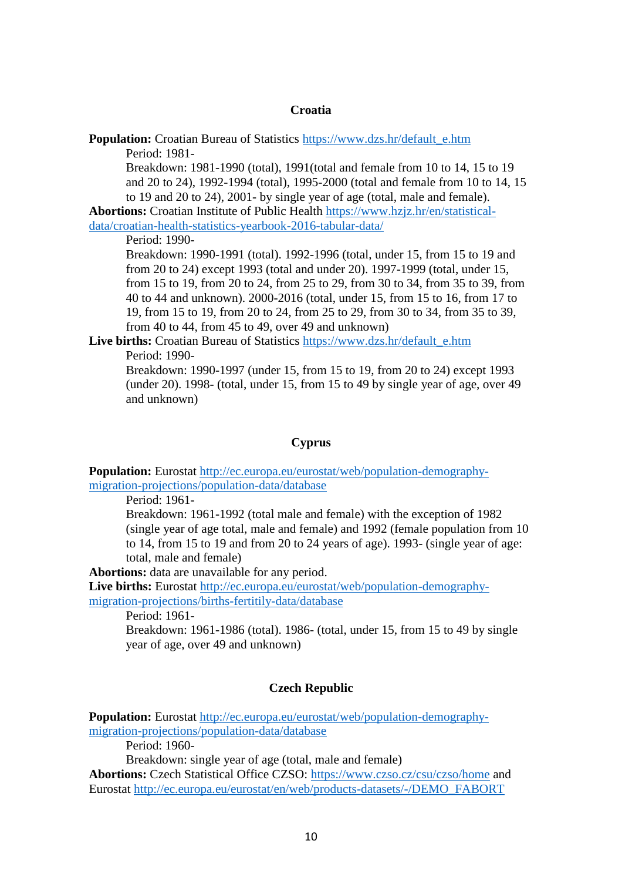## Croatia

**Population:** Croatian Bureau of Statistics https://www.dzs.hr/default_e.htm

Period: 1981-

Breakdown: 1981-1990 (total), 1991(total and female from 10 to 14, 15 to 19 and 20 to 24), 1992-1994 (total), 1995-2000 (total and female from 10 to 14, 15 to 19 and 20 to 24), 2001- by single year of age (total, male and female).

**Abortions:** Croatian Institute of Public Health https://www.hzjz.hr/en/statistical-data/croatian-health-statistics-yearbook-2016-tabular-data/

Period: 1990-

Breakdown: 1990-1991 (total). 1992-1996 (total, under 15, from 15 to 19 and from 20 to 24) except 1993 (total and under 20). 1997-1999 (total, under 15, from 15 to 19, from 20 to 24, from 25 to 29, from 30 to 34, from 35 to 39, from 40 to 44 and unknown). 2000-2016 (total, under 15, from 15 to 16, from 17 to 19, from 15 to 19, from 20 to 24, from 25 to 29, from 30 to 34, from 35 to 39, from 40 to 44, from 45 to 49, over 49 and unknown)

**Live births:** Croatian Bureau of Statistics https://www.dzs.hr/default_e.htm

Period: 1990-

Breakdown: 1990-1997 (under 15, from 15 to 19, from 20 to 24) except 1993 (under 20). 1998- (total, under 15, from 15 to 49 by single year of age, over 49 and unknown)

## Cyprus

**Population:** Eurostat http://ec.europa.eu/eurostat/web/population-demography-migration-projections/population-data/database

Period: 1961-

Breakdown: 1961-1992 (total male and female) with the exception of 1982 (single year of age total, male and female) and 1992 (female population from 10 to 14, from 15 to 19 and from 20 to 24 years of age). 1993- (single year of age: total, male and female)

**Abortions:** data are unavailable for any period.

**Live births:** Eurostat http://ec.europa.eu/eurostat/web/population-demography-migration-projections/births-fertitily-data/database

Period: 1961-

Breakdown: 1961-1986 (total). 1986- (total, under 15, from 15 to 49 by single year of age, over 49 and unknown)

## Czech Republic

**Population:** Eurostat http://ec.europa.eu/eurostat/web/population-demography-migration-projections/population-data/database

Period: 1960-

Breakdown: single year of age (total, male and female)

**Abortions:** Czech Statistical Office CZSO: https://www.czso.cz/csu/czso/home and Eurostat http://ec.europa.eu/eurostat/en/web/products-datasets/-/DEMO_FABORT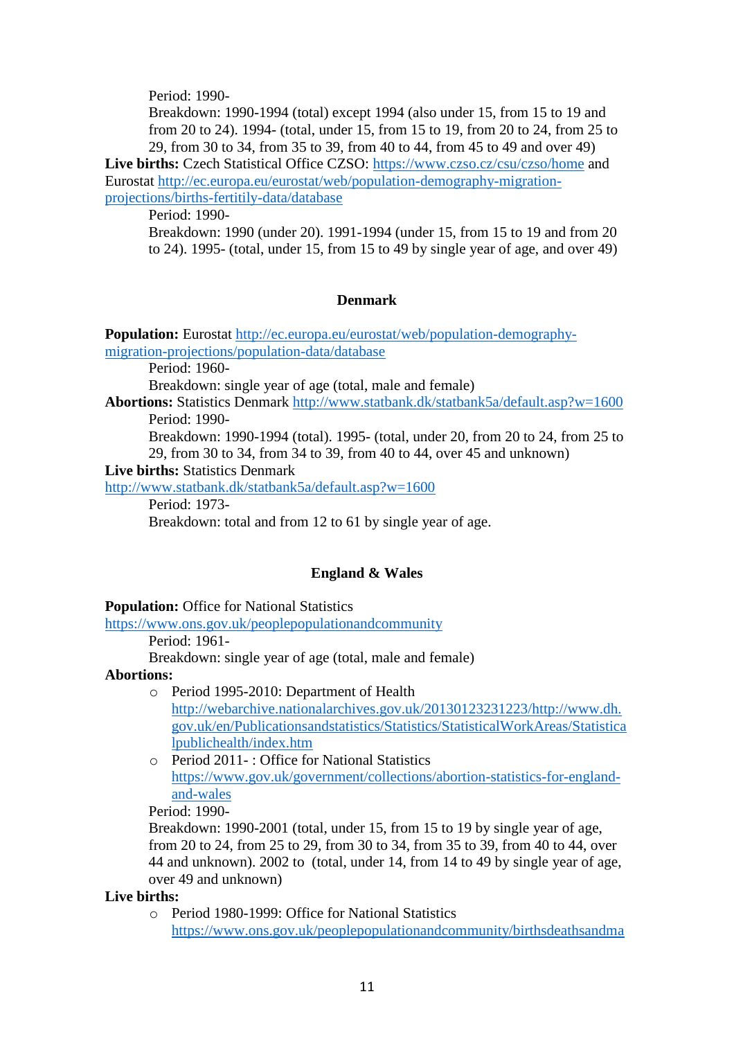Period: 1990-

Breakdown: 1990-1994 (total) except 1994 (also under 15, from 15 to 19 and from 20 to 24). 1994- (total, under 15, from 15 to 19, from 20 to 24, from 25 to 29, from 30 to 34, from 35 to 39, from 40 to 44, from 45 to 49 and over 49)

**Live births:** Czech Statistical Office CZSO: https://www.czso.cz/csu/czso/home and Eurostat http://ec.europa.eu/eurostat/web/population-demography-migration-projections/births-fertitily-data/database

Period: 1990-

Breakdown: 1990 (under 20). 1991-1994 (under 15, from 15 to 19 and from 20 to 24). 1995- (total, under 15, from 15 to 49 by single year of age, and over 49)

## Denmark

**Population:** Eurostat http://ec.europa.eu/eurostat/web/population-demography-migration-projections/population-data/database

Period: 1960-

Breakdown: single year of age (total, male and female)

**Abortions:** Statistics Denmark http://www.statbank.dk/statbank5a/default.asp?w=1600

Period: 1990-

Breakdown: 1990-1994 (total). 1995- (total, under 20, from 20 to 24, from 25 to 29, from 30 to 34, from 34 to 39, from 40 to 44, over 45 and unknown)

**Live births:** Statistics Denmark http://www.statbank.dk/statbank5a/default.asp?w=1600

Period: 1973-

Breakdown: total and from 12 to 61 by single year of age.

## England & Wales

**Population:** Office for National Statistics https://www.ons.gov.uk/peoplepopulationandcommunity

Period: 1961-

Breakdown: single year of age (total, male and female)

**Abortions:**

- Period 1995-2010: Department of Health http://webarchive.nationalarchives.gov.uk/20130123231223/http://www.dh.gov.uk/en/Publicationsandstatistics/Statistics/StatisticalWorkAreas/Statisticalpublichealth/index.htm
- Period 2011- : Office for National Statistics https://www.gov.uk/government/collections/abortion-statistics-for-england-and-wales

Period: 1990-

Breakdown: 1990-2001 (total, under 15, from 15 to 19 by single year of age, from 20 to 24, from 25 to 29, from 30 to 34, from 35 to 39, from 40 to 44, over 44 and unknown). 2002 to (total, under 14, from 14 to 49 by single year of age, over 49 and unknown)

**Live births:**

- Period 1980-1999: Office for National Statistics https://www.ons.gov.uk/peoplepopulationandcommunity/birthsdeathsandma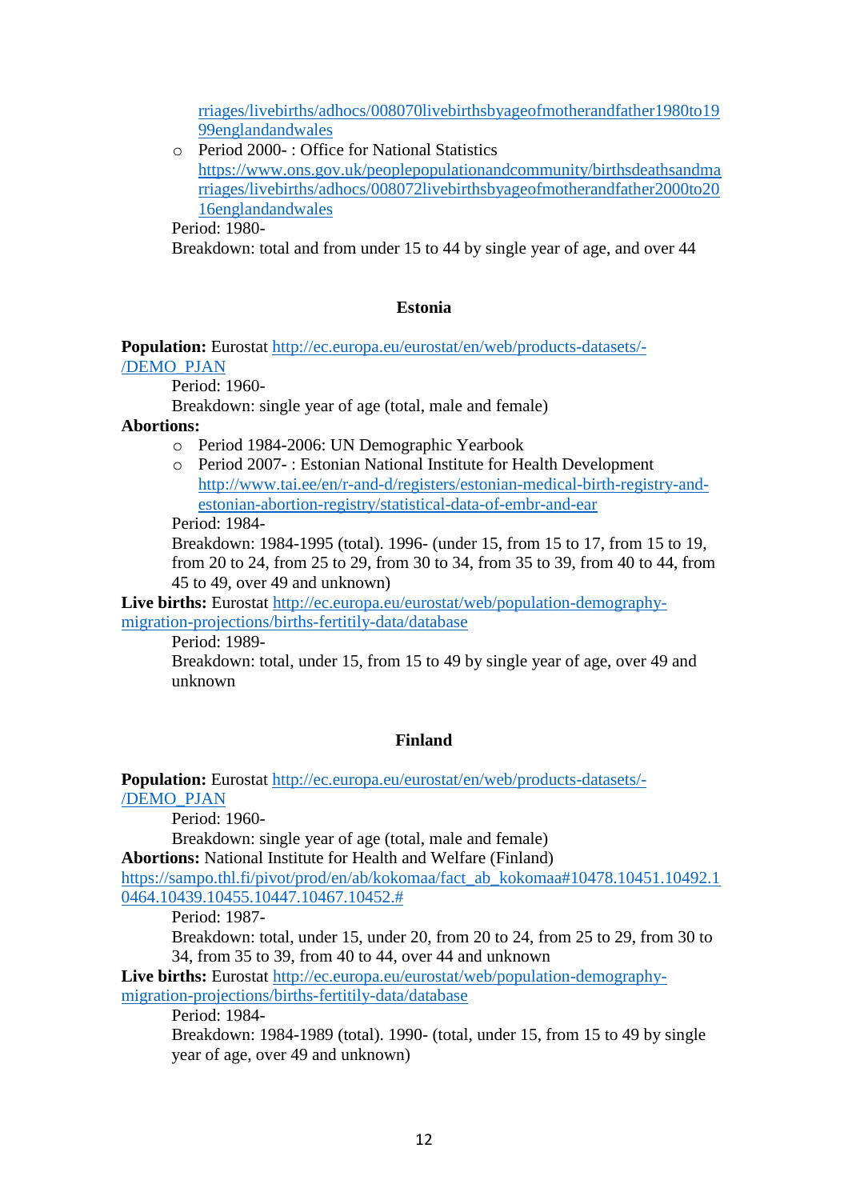rriages/livebirths/adhocs/008070livebirthsbyageofmotherandfather1980to1999englandandwales

- Period 2000- : Office for National Statistics https://www.ons.gov.uk/peoplepopulationandcommunity/birthsdeathsandmarriages/livebirths/adhocs/008072livebirthsbyageofmotherandfather2000to2016englandandwales

Period: 1980-
Breakdown: total and from under 15 to 44 by single year of age, and over 44

### Estonia

**Population:** Eurostat http://ec.europa.eu/eurostat/en/web/products-datasets/-/DEMO_PJAN

Period: 1960-
Breakdown: single year of age (total, male and female)

**Abortions:**

- Period 1984-2006: UN Demographic Yearbook
- Period 2007- : Estonian National Institute for Health Development http://www.tai.ee/en/r-and-d/registers/estonian-medical-birth-registry-and-estonian-abortion-registry/statistical-data-of-embr-and-ear

Period: 1984-
Breakdown: 1984-1995 (total). 1996- (under 15, from 15 to 17, from 15 to 19, from 20 to 24, from 25 to 29, from 30 to 34, from 35 to 39, from 40 to 44, from 45 to 49, over 49 and unknown)

**Live births:** Eurostat http://ec.europa.eu/eurostat/web/population-demography-migration-projections/births-fertitily-data/database

Period: 1989-
Breakdown: total, under 15, from 15 to 49 by single year of age, over 49 and unknown

### Finland

**Population:** Eurostat http://ec.europa.eu/eurostat/en/web/products-datasets/-/DEMO_PJAN

Period: 1960-
Breakdown: single year of age (total, male and female)

**Abortions:** National Institute for Health and Welfare (Finland) https://sampo.thl.fi/pivot/prod/en/ab/kokomaa/fact_ab_kokomaa#10478.10451.10492.10464.10439.10455.10447.10467.10452.#

Period: 1987-
Breakdown: total, under 15, under 20, from 20 to 24, from 25 to 29, from 30 to 34, from 35 to 39, from 40 to 44, over 44 and unknown

**Live births:** Eurostat http://ec.europa.eu/eurostat/web/population-demography-migration-projections/births-fertitily-data/database

Period: 1984-
Breakdown: 1984-1989 (total). 1990- (total, under 15, from 15 to 49 by single year of age, over 49 and unknown)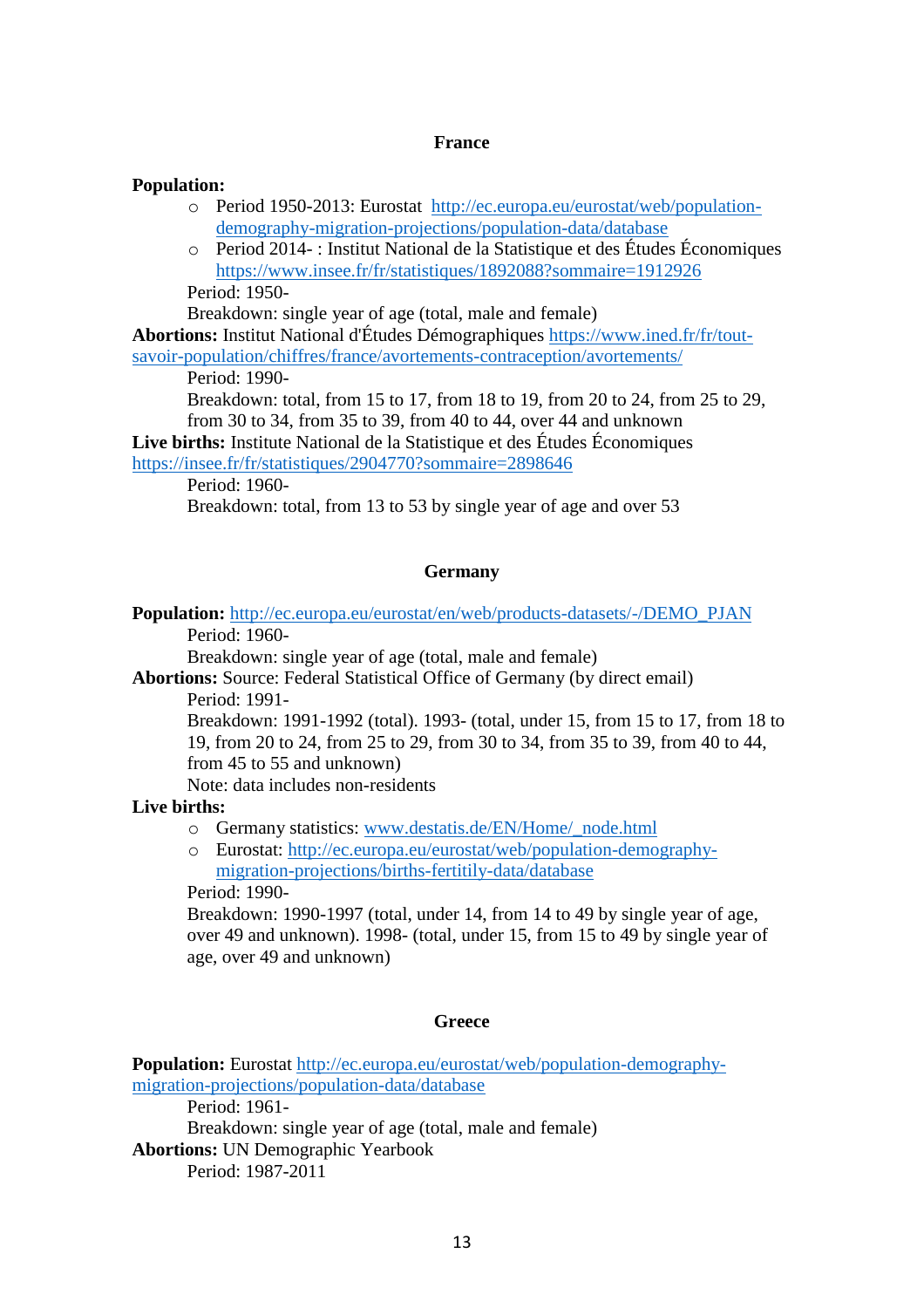## France

**Population:**

- Period 1950-2013: Eurostat [http://ec.europa.eu/eurostat/web/population-demography-migration-projections/population-data/database](http://ec.europa.eu/eurostat/web/population-demography-migration-projections/population-data/database)
- Period 2014- : Institut National de la Statistique et des Études Économiques [https://www.insee.fr/fr/statistiques/1892088?sommaire=1912926](https://www.insee.fr/fr/statistiques/1892088?sommaire=1912926)

  Period: 1950-

  Breakdown: single year of age (total, male and female)

**Abortions:** Institut National d'Études Démographiques [https://www.ined.fr/fr/tout-savoir-population/chiffres/france/avortements-contraception/avortements/](https://www.ined.fr/fr/tout-savoir-population/chiffres/france/avortements-contraception/avortements/)

  Period: 1990-

  Breakdown: total, from 15 to 17, from 18 to 19, from 20 to 24, from 25 to 29, from 30 to 34, from 35 to 39, from 40 to 44, over 44 and unknown

**Live births:** Institute National de la Statistique et des Études Économiques [https://insee.fr/fr/statistiques/2904770?sommaire=2898646](https://insee.fr/fr/statistiques/2904770?sommaire=2898646)

  Period: 1960-

  Breakdown: total, from 13 to 53 by single year of age and over 53

## Germany

**Population:** [http://ec.europa.eu/eurostat/en/web/products-datasets/-/DEMO_PJAN](http://ec.europa.eu/eurostat/en/web/products-datasets/-/DEMO_PJAN)

  Period: 1960-

  Breakdown: single year of age (total, male and female)

**Abortions:** Source: Federal Statistical Office of Germany (by direct email)

  Period: 1991-

  Breakdown: 1991-1992 (total). 1993- (total, under 15, from 15 to 17, from 18 to 19, from 20 to 24, from 25 to 29, from 30 to 34, from 35 to 39, from 40 to 44, from 45 to 55 and unknown)

  Note: data includes non-residents

**Live births:**

- Germany statistics: [www.destatis.de/EN/Home/_node.html](www.destatis.de/EN/Home/_node.html)
- Eurostat: [http://ec.europa.eu/eurostat/web/population-demography-migration-projections/births-fertitily-data/database](http://ec.europa.eu/eurostat/web/population-demography-migration-projections/births-fertitily-data/database)

  Period: 1990-

  Breakdown: 1990-1997 (total, under 14, from 14 to 49 by single year of age, over 49 and unknown). 1998- (total, under 15, from 15 to 49 by single year of age, over 49 and unknown)

## Greece

**Population:** Eurostat [http://ec.europa.eu/eurostat/web/population-demography-migration-projections/population-data/database](http://ec.europa.eu/eurostat/web/population-demography-migration-projections/population-data/database)

  Period: 1961-

  Breakdown: single year of age (total, male and female)

**Abortions:** UN Demographic Yearbook

  Period: 1987-2011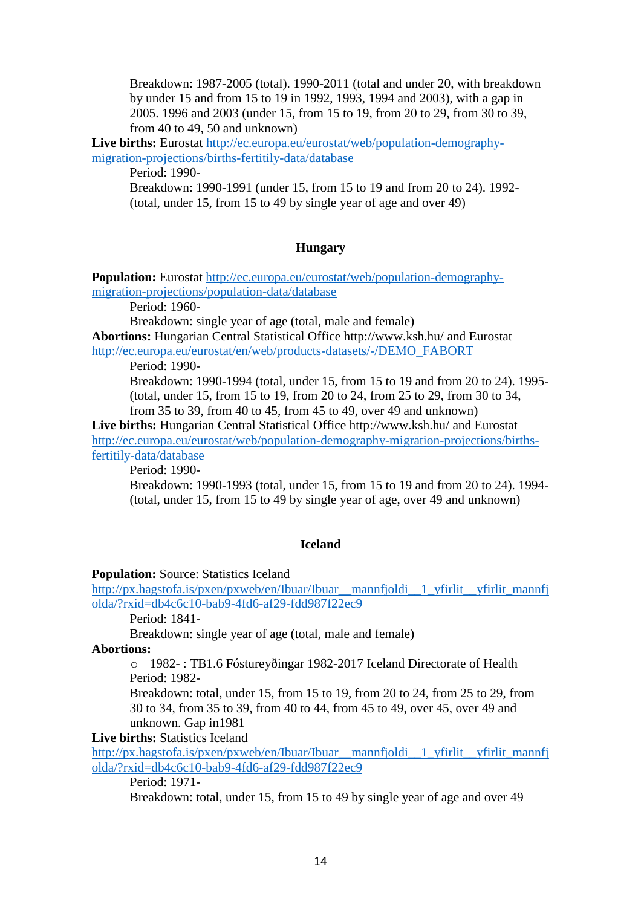Breakdown: 1987-2005 (total). 1990-2011 (total and under 20, with breakdown by under 15 and from 15 to 19 in 1992, 1993, 1994 and 2003), with a gap in 2005. 1996 and 2003 (under 15, from 15 to 19, from 20 to 29, from 30 to 39, from 40 to 49, 50 and unknown)

**Live births:** Eurostat http://ec.europa.eu/eurostat/web/population-demography-migration-projections/births-fertitily-data/database

Period: 1990-

Breakdown: 1990-1991 (under 15, from 15 to 19 and from 20 to 24). 1992- (total, under 15, from 15 to 49 by single year of age and over 49)

### Hungary

**Population:** Eurostat http://ec.europa.eu/eurostat/web/population-demography-migration-projections/population-data/database

Period: 1960-

Breakdown: single year of age (total, male and female)

**Abortions:** Hungarian Central Statistical Office http://www.ksh.hu/ and Eurostat http://ec.europa.eu/eurostat/en/web/products-datasets/-/DEMO_FABORT

Period: 1990-

Breakdown: 1990-1994 (total, under 15, from 15 to 19 and from 20 to 24). 1995- (total, under 15, from 15 to 19, from 20 to 24, from 25 to 29, from 30 to 34, from 35 to 39, from 40 to 45, from 45 to 49, over 49 and unknown)

**Live births:** Hungarian Central Statistical Office http://www.ksh.hu/ and Eurostat http://ec.europa.eu/eurostat/web/population-demography-migration-projections/births-fertitily-data/database

Period: 1990-

Breakdown: 1990-1993 (total, under 15, from 15 to 19 and from 20 to 24). 1994- (total, under 15, from 15 to 49 by single year of age, over 49 and unknown)

### Iceland

**Population:** Source: Statistics Iceland http://px.hagstofa.is/pxen/pxweb/en/Ibuar/Ibuar__mannfjoldi__1_yfirlit__yfirlit_mannfjolda/?rxid=db4c6c10-bab9-4fd6-af29-fdd987f22ec9

Period: 1841-

Breakdown: single year of age (total, male and female)

**Abortions:**

- 1982- : TB1.6 Fóstureyðingar 1982-2017 Iceland Directorate of Health

Period: 1982-

Breakdown: total, under 15, from 15 to 19, from 20 to 24, from 25 to 29, from 30 to 34, from 35 to 39, from 40 to 44, from 45 to 49, over 45, over 49 and unknown. Gap in1981

**Live births:** Statistics Iceland http://px.hagstofa.is/pxen/pxweb/en/Ibuar/Ibuar__mannfjoldi__1_yfirlit__yfirlit_mannfjolda/?rxid=db4c6c10-bab9-4fd6-af29-fdd987f22ec9

Period: 1971-

Breakdown: total, under 15, from 15 to 49 by single year of age and over 49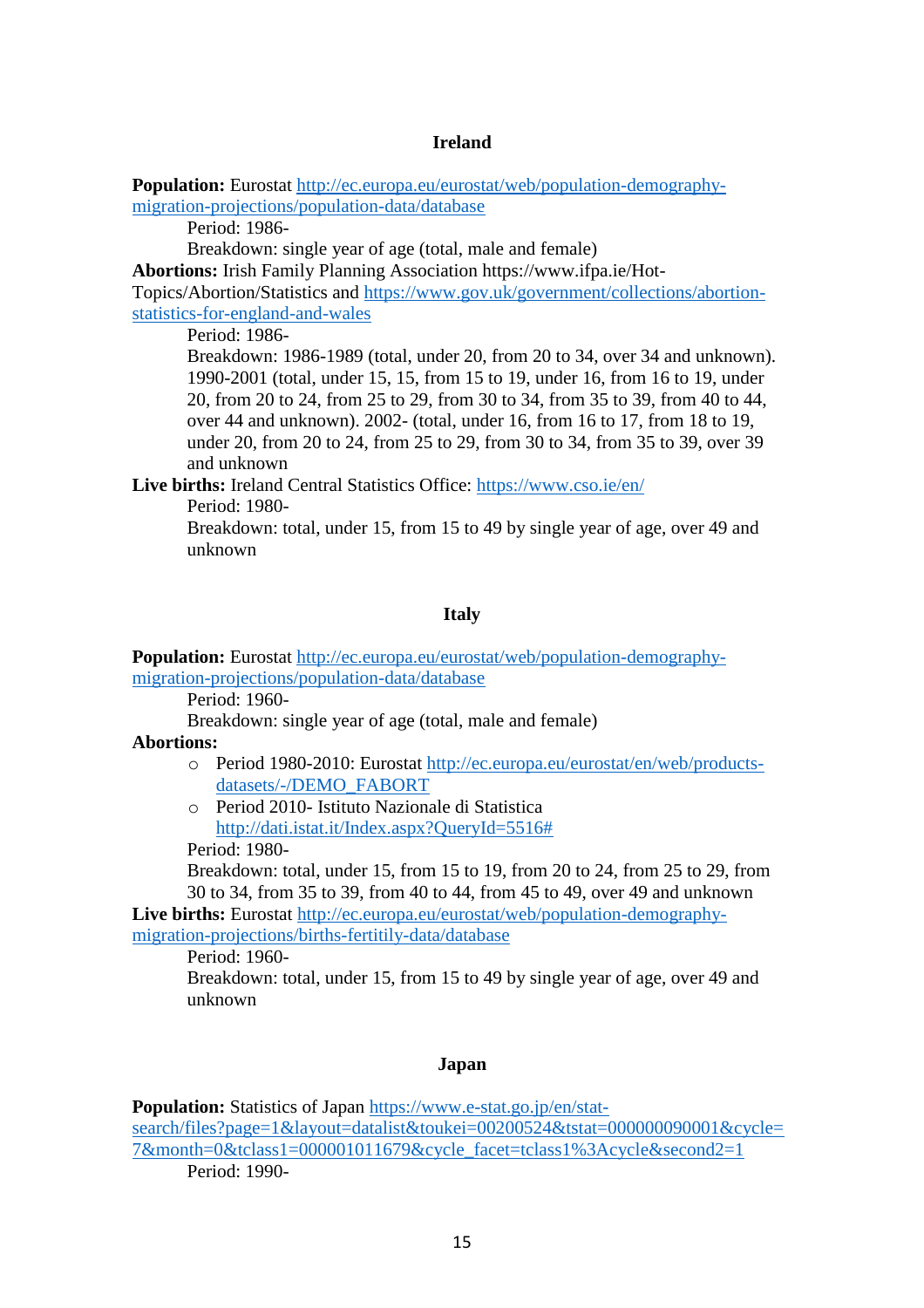## Ireland

**Population:** Eurostat [http://ec.europa.eu/eurostat/web/population-demography-migration-projections/population-data/database](http://ec.europa.eu/eurostat/web/population-demography-migration-projections/population-data/database)

Period: 1986-

Breakdown: single year of age (total, male and female)

**Abortions:** Irish Family Planning Association https://www.ifpa.ie/Hot-Topics/Abortion/Statistics and [https://www.gov.uk/government/collections/abortion-statistics-for-england-and-wales](https://www.gov.uk/government/collections/abortion-statistics-for-england-and-wales)

Period: 1986-

Breakdown: 1986-1989 (total, under 20, from 20 to 34, over 34 and unknown). 1990-2001 (total, under 15, 15, from 15 to 19, under 16, from 16 to 19, under 20, from 20 to 24, from 25 to 29, from 30 to 34, from 35 to 39, from 40 to 44, over 44 and unknown). 2002- (total, under 16, from 16 to 17, from 18 to 19, under 20, from 20 to 24, from 25 to 29, from 30 to 34, from 35 to 39, over 39 and unknown

**Live births:** Ireland Central Statistics Office: [https://www.cso.ie/en/](https://www.cso.ie/en/)

Period: 1980-

Breakdown: total, under 15, from 15 to 49 by single year of age, over 49 and unknown

## Italy

**Population:** Eurostat [http://ec.europa.eu/eurostat/web/population-demography-migration-projections/population-data/database](http://ec.europa.eu/eurostat/web/population-demography-migration-projections/population-data/database)

Period: 1960-

Breakdown: single year of age (total, male and female)

**Abortions:**

- Period 1980-2010: Eurostat [http://ec.europa.eu/eurostat/en/web/products-datasets/-/DEMO_FABORT](http://ec.europa.eu/eurostat/en/web/products-datasets/-/DEMO_FABORT)
- Period 2010- Istituto Nazionale di Statistica [http://dati.istat.it/Index.aspx?QueryId=5516#](http://dati.istat.it/Index.aspx?QueryId=5516#)

Period: 1980-

Breakdown: total, under 15, from 15 to 19, from 20 to 24, from 25 to 29, from 30 to 34, from 35 to 39, from 40 to 44, from 45 to 49, over 49 and unknown

**Live births:** Eurostat [http://ec.europa.eu/eurostat/web/population-demography-migration-projections/births-fertitily-data/database](http://ec.europa.eu/eurostat/web/population-demography-migration-projections/births-fertitily-data/database)

Period: 1960-

Breakdown: total, under 15, from 15 to 49 by single year of age, over 49 and unknown

## Japan

**Population:** Statistics of Japan [https://www.e-stat.go.jp/en/stat-search/files?page=1&layout=datalist&toukei=00200524&tstat=000000090001&cycle=7&month=0&tclass1=000001011679&cycle_facet=tclass1%3Acycle&second2=1](https://www.e-stat.go.jp/en/stat-search/files?page=1&layout=datalist&toukei=00200524&tstat=000000090001&cycle=7&month=0&tclass1=000001011679&cycle_facet=tclass1%3Acycle&second2=1)

Period: 1990-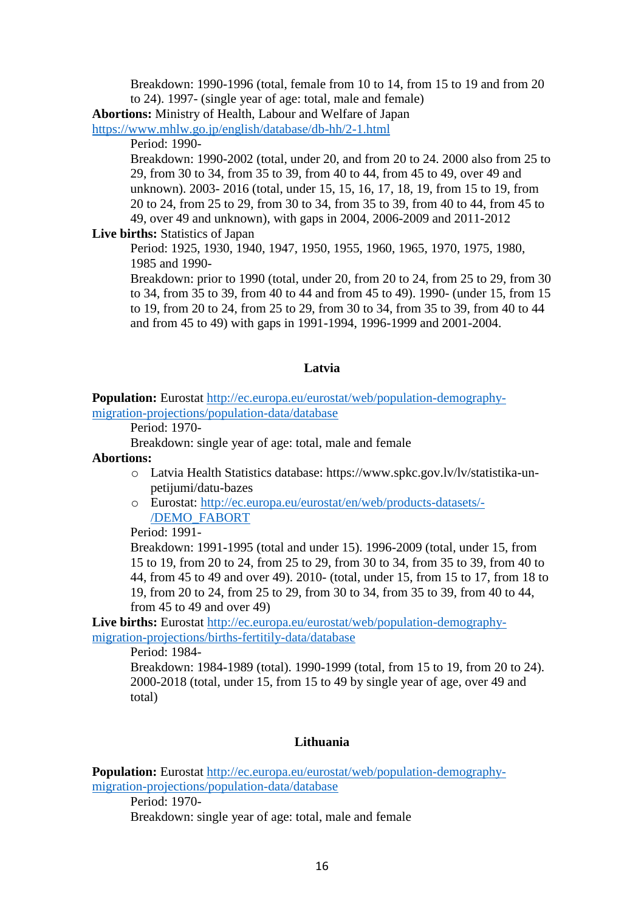Breakdown: 1990-1996 (total, female from 10 to 14, from 15 to 19 and from 20 to 24). 1997- (single year of age: total, male and female)

**Abortions:** Ministry of Health, Labour and Welfare of Japan https://www.mhlw.go.jp/english/database/db-hh/2-1.html

Period: 1990-

Breakdown: 1990-2002 (total, under 20, and from 20 to 24. 2000 also from 25 to 29, from 30 to 34, from 35 to 39, from 40 to 44, from 45 to 49, over 49 and unknown). 2003- 2016 (total, under 15, 15, 16, 17, 18, 19, from 15 to 19, from 20 to 24, from 25 to 29, from 30 to 34, from 35 to 39, from 40 to 44, from 45 to 49, over 49 and unknown), with gaps in 2004, 2006-2009 and 2011-2012

**Live births:** Statistics of Japan

Period: 1925, 1930, 1940, 1947, 1950, 1955, 1960, 1965, 1970, 1975, 1980, 1985 and 1990-

Breakdown: prior to 1990 (total, under 20, from 20 to 24, from 25 to 29, from 30 to 34, from 35 to 39, from 40 to 44 and from 45 to 49). 1990- (under 15, from 15 to 19, from 20 to 24, from 25 to 29, from 30 to 34, from 35 to 39, from 40 to 44 and from 45 to 49) with gaps in 1991-1994, 1996-1999 and 2001-2004.

## Latvia

**Population:** Eurostat http://ec.europa.eu/eurostat/web/population-demography-migration-projections/population-data/database

Period: 1970-

Breakdown: single year of age: total, male and female

**Abortions:**

- Latvia Health Statistics database: https://www.spkc.gov.lv/lv/statistika-un-petijumi/datu-bazes
- Eurostat: http://ec.europa.eu/eurostat/en/web/products-datasets/-/DEMO_FABORT

Period: 1991-

Breakdown: 1991-1995 (total and under 15). 1996-2009 (total, under 15, from 15 to 19, from 20 to 24, from 25 to 29, from 30 to 34, from 35 to 39, from 40 to 44, from 45 to 49 and over 49). 2010- (total, under 15, from 15 to 17, from 18 to 19, from 20 to 24, from 25 to 29, from 30 to 34, from 35 to 39, from 40 to 44, from 45 to 49 and over 49)

**Live births:** Eurostat http://ec.europa.eu/eurostat/web/population-demography-migration-projections/births-fertitily-data/database

Period: 1984-

Breakdown: 1984-1989 (total). 1990-1999 (total, from 15 to 19, from 20 to 24). 2000-2018 (total, under 15, from 15 to 49 by single year of age, over 49 and total)

## Lithuania

**Population:** Eurostat http://ec.europa.eu/eurostat/web/population-demography-migration-projections/population-data/database

Period: 1970-

Breakdown: single year of age: total, male and female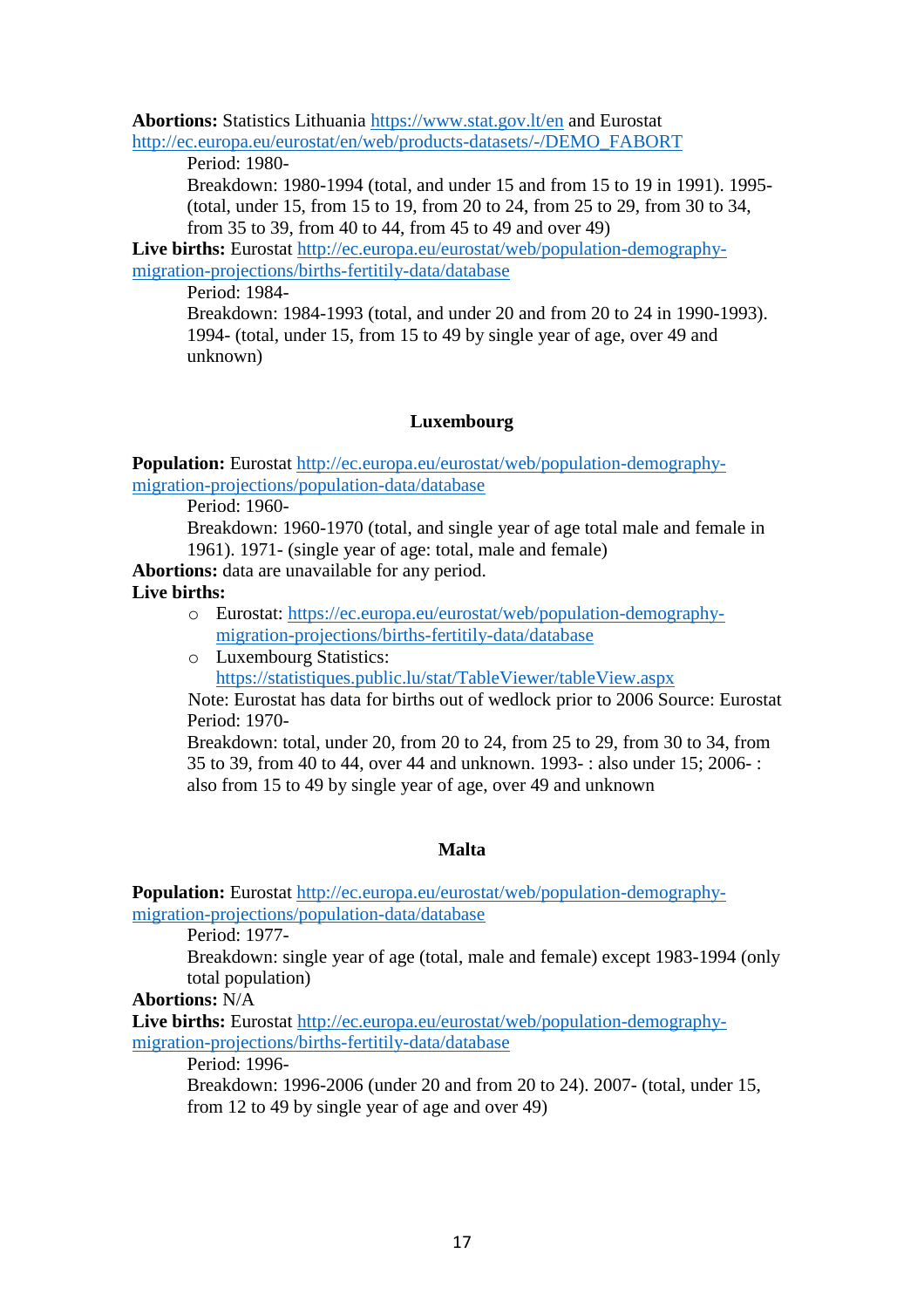**Abortions:** Statistics Lithuania [https://www.stat.gov.lt/en](https://www.stat.gov.lt/en) and Eurostat [http://ec.europa.eu/eurostat/en/web/products-datasets/-/DEMO_FABORT](http://ec.europa.eu/eurostat/en/web/products-datasets/-/DEMO_FABORT)

Period: 1980-

Breakdown: 1980-1994 (total, and under 15 and from 15 to 19 in 1991). 1995- (total, under 15, from 15 to 19, from 20 to 24, from 25 to 29, from 30 to 34, from 35 to 39, from 40 to 44, from 45 to 49 and over 49)

**Live births:** Eurostat [http://ec.europa.eu/eurostat/web/population-demography-migration-projections/births-fertitily-data/database](http://ec.europa.eu/eurostat/web/population-demography-migration-projections/births-fertitily-data/database)

Period: 1984-

Breakdown: 1984-1993 (total, and under 20 and from 20 to 24 in 1990-1993). 1994- (total, under 15, from 15 to 49 by single year of age, over 49 and unknown)

## Luxembourg

**Population:** Eurostat [http://ec.europa.eu/eurostat/web/population-demography-migration-projections/population-data/database](http://ec.europa.eu/eurostat/web/population-demography-migration-projections/population-data/database)

Period: 1960-

Breakdown: 1960-1970 (total, and single year of age total male and female in 1961). 1971- (single year of age: total, male and female)

**Abortions:** data are unavailable for any period.

**Live births:**

- Eurostat: [https://ec.europa.eu/eurostat/web/population-demography-migration-projections/births-fertitily-data/database](https://ec.europa.eu/eurostat/web/population-demography-migration-projections/births-fertitily-data/database)
- Luxembourg Statistics: [https://statistiques.public.lu/stat/TableViewer/tableView.aspx](https://statistiques.public.lu/stat/TableViewer/tableView.aspx)

Note: Eurostat has data for births out of wedlock prior to 2006 Source: Eurostat

Period: 1970-

Breakdown: total, under 20, from 20 to 24, from 25 to 29, from 30 to 34, from 35 to 39, from 40 to 44, over 44 and unknown. 1993- : also under 15; 2006- : also from 15 to 49 by single year of age, over 49 and unknown

## Malta

**Population:** Eurostat [http://ec.europa.eu/eurostat/web/population-demography-migration-projections/population-data/database](http://ec.europa.eu/eurostat/web/population-demography-migration-projections/population-data/database)

Period: 1977-

Breakdown: single year of age (total, male and female) except 1983-1994 (only total population)

**Abortions:** N/A

**Live births:** Eurostat [http://ec.europa.eu/eurostat/web/population-demography-migration-projections/births-fertitily-data/database](http://ec.europa.eu/eurostat/web/population-demography-migration-projections/births-fertitily-data/database)

Period: 1996-

Breakdown: 1996-2006 (under 20 and from 20 to 24). 2007- (total, under 15, from 12 to 49 by single year of age and over 49)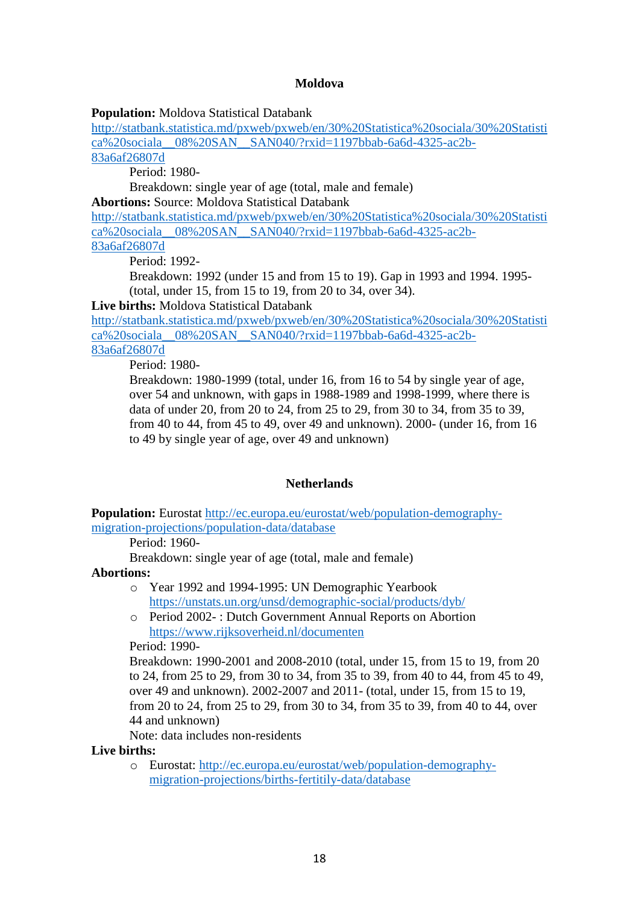## Moldova

**Population:** Moldova Statistical Databank
http://statbank.statistica.md/pxweb/pxweb/en/30%20Statistica%20sociala/30%20Statistica%20sociala__08%20SAN__SAN040/?rxid=1197bbab-6a6d-4325-ac2b-83a6af26807d

Period: 1980-

Breakdown: single year of age (total, male and female)

**Abortions:** Source: Moldova Statistical Databank
http://statbank.statistica.md/pxweb/pxweb/en/30%20Statistica%20sociala/30%20Statistica%20sociala__08%20SAN__SAN040/?rxid=1197bbab-6a6d-4325-ac2b-83a6af26807d

Period: 1992-

Breakdown: 1992 (under 15 and from 15 to 19). Gap in 1993 and 1994. 1995- (total, under 15, from 15 to 19, from 20 to 34, over 34).

**Live births:** Moldova Statistical Databank
http://statbank.statistica.md/pxweb/pxweb/en/30%20Statistica%20sociala/30%20Statistica%20sociala__08%20SAN__SAN040/?rxid=1197bbab-6a6d-4325-ac2b-83a6af26807d

Period: 1980-

Breakdown: 1980-1999 (total, under 16, from 16 to 54 by single year of age, over 54 and unknown, with gaps in 1988-1989 and 1998-1999, where there is data of under 20, from 20 to 24, from 25 to 29, from 30 to 34, from 35 to 39, from 40 to 44, from 45 to 49, over 49 and unknown). 2000- (under 16, from 16 to 49 by single year of age, over 49 and unknown)

## Netherlands

**Population:** Eurostat http://ec.europa.eu/eurostat/web/population-demography-migration-projections/population-data/database

Period: 1960-

Breakdown: single year of age (total, male and female)

**Abortions:**

- Year 1992 and 1994-1995: UN Demographic Yearbook https://unstats.un.org/unsd/demographic-social/products/dyb/
- Period 2002- : Dutch Government Annual Reports on Abortion https://www.rijksoverheid.nl/documenten

Period: 1990-

Breakdown: 1990-2001 and 2008-2010 (total, under 15, from 15 to 19, from 20 to 24, from 25 to 29, from 30 to 34, from 35 to 39, from 40 to 44, from 45 to 49, over 49 and unknown). 2002-2007 and 2011- (total, under 15, from 15 to 19, from 20 to 24, from 25 to 29, from 30 to 34, from 35 to 39, from 40 to 44, over 44 and unknown)

Note: data includes non-residents

**Live births:**

- Eurostat: http://ec.europa.eu/eurostat/web/population-demography-migration-projections/births-fertitily-data/database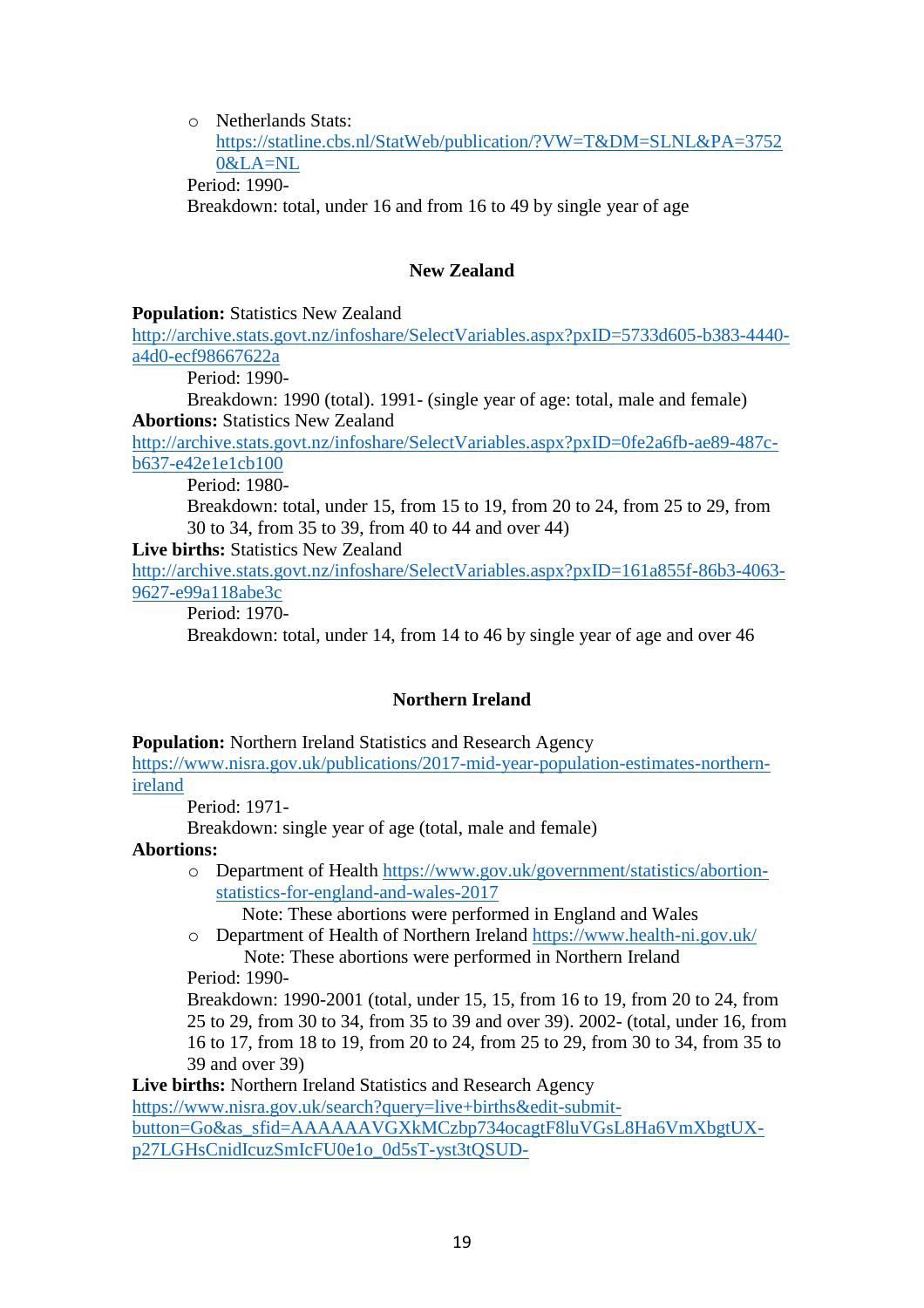- Netherlands Stats: https://statline.cbs.nl/StatWeb/publication/?VW=T&DM=SLNL&PA=37520&LA=NL

  Period: 1990-

  Breakdown: total, under 16 and from 16 to 49 by single year of age

### New Zealand

**Population:** Statistics New Zealand
http://archive.stats.govt.nz/infoshare/SelectVariables.aspx?pxID=5733d605-b383-4440-a4d0-ecf98667622a

Period: 1990-

Breakdown: 1990 (total). 1991- (single year of age: total, male and female)

**Abortions:** Statistics New Zealand
http://archive.stats.govt.nz/infoshare/SelectVariables.aspx?pxID=0fe2a6fb-ae89-487c-b637-e42e1e1cb100

Period: 1980-

Breakdown: total, under 15, from 15 to 19, from 20 to 24, from 25 to 29, from 30 to 34, from 35 to 39, from 40 to 44 and over 44)

**Live births:** Statistics New Zealand
http://archive.stats.govt.nz/infoshare/SelectVariables.aspx?pxID=161a855f-86b3-4063-9627-e99a118abe3c

Period: 1970-

Breakdown: total, under 14, from 14 to 46 by single year of age and over 46

### Northern Ireland

**Population:** Northern Ireland Statistics and Research Agency
https://www.nisra.gov.uk/publications/2017-mid-year-population-estimates-northern-ireland

Period: 1971-

Breakdown: single year of age (total, male and female)

**Abortions:**

- Department of Health https://www.gov.uk/government/statistics/abortion-statistics-for-england-and-wales-2017

  Note: These abortions were performed in England and Wales
- Department of Health of Northern Ireland https://www.health-ni.gov.uk/

  Note: These abortions were performed in Northern Ireland

Period: 1990-

Breakdown: 1990-2001 (total, under 15, 15, from 16 to 19, from 20 to 24, from 25 to 29, from 30 to 34, from 35 to 39 and over 39). 2002- (total, under 16, from 16 to 17, from 18 to 19, from 20 to 24, from 25 to 29, from 30 to 34, from 35 to 39 and over 39)

**Live births:** Northern Ireland Statistics and Research Agency
https://www.nisra.gov.uk/search?query=live+births&edit-submit-button=Go&as_sfid=AAAAAAVGXkMCzbp734ocagtF8luVGsL8Ha6VmXbgtUX-p27LGHsCnidIcuzSmIcFU0e1o_0d5sT-yst3tQSUD-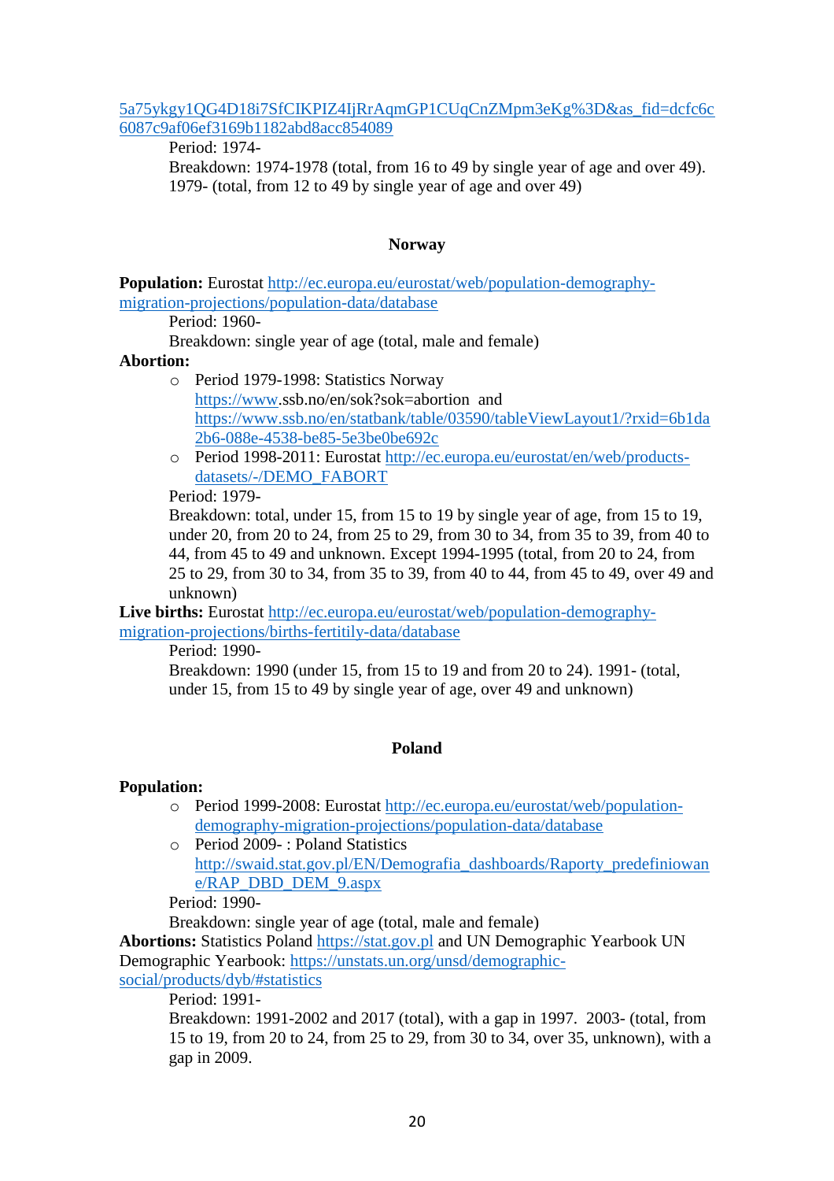5a75ykgy1QG4D18i7SfCIKPIZ4IjRrAqmGP1CUqCnZMpm3eKg%3D&as_fid=dcfc6c6087c9af06ef3169b1182abd8acc854089

Period: 1974-

Breakdown: 1974-1978 (total, from 16 to 49 by single year of age and over 49). 1979- (total, from 12 to 49 by single year of age and over 49)

### Norway

**Population:** Eurostat http://ec.europa.eu/eurostat/web/population-demography-migration-projections/population-data/database

Period: 1960-

Breakdown: single year of age (total, male and female)

**Abortion:**

- Period 1979-1998: Statistics Norway https://www.ssb.no/en/sok?sok=abortion and https://www.ssb.no/en/statbank/table/03590/tableViewLayout1/?rxid=6b1da2b6-088e-4538-be85-5e3be0be692c
- Period 1998-2011: Eurostat http://ec.europa.eu/eurostat/en/web/products-datasets/-/DEMO_FABORT

Period: 1979-

Breakdown: total, under 15, from 15 to 19 by single year of age, from 15 to 19, under 20, from 20 to 24, from 25 to 29, from 30 to 34, from 35 to 39, from 40 to 44, from 45 to 49 and unknown. Except 1994-1995 (total, from 20 to 24, from 25 to 29, from 30 to 34, from 35 to 39, from 40 to 44, from 45 to 49, over 49 and unknown)

**Live births:** Eurostat http://ec.europa.eu/eurostat/web/population-demography-migration-projections/births-fertitily-data/database

Period: 1990-

Breakdown: 1990 (under 15, from 15 to 19 and from 20 to 24). 1991- (total, under 15, from 15 to 49 by single year of age, over 49 and unknown)

### Poland

**Population:**

- Period 1999-2008: Eurostat http://ec.europa.eu/eurostat/web/population-demography-migration-projections/population-data/database
- Period 2009- : Poland Statistics http://swaid.stat.gov.pl/EN/Demografia_dashboards/Raporty_predefiniowane/RAP_DBD_DEM_9.aspx

Period: 1990-

Breakdown: single year of age (total, male and female)

**Abortions:** Statistics Poland https://stat.gov.pl and UN Demographic Yearbook UN Demographic Yearbook: https://unstats.un.org/unsd/demographic-social/products/dyb/#statistics

Period: 1991-

Breakdown: 1991-2002 and 2017 (total), with a gap in 1997. 2003- (total, from 15 to 19, from 20 to 24, from 25 to 29, from 30 to 34, over 35, unknown), with a gap in 2009.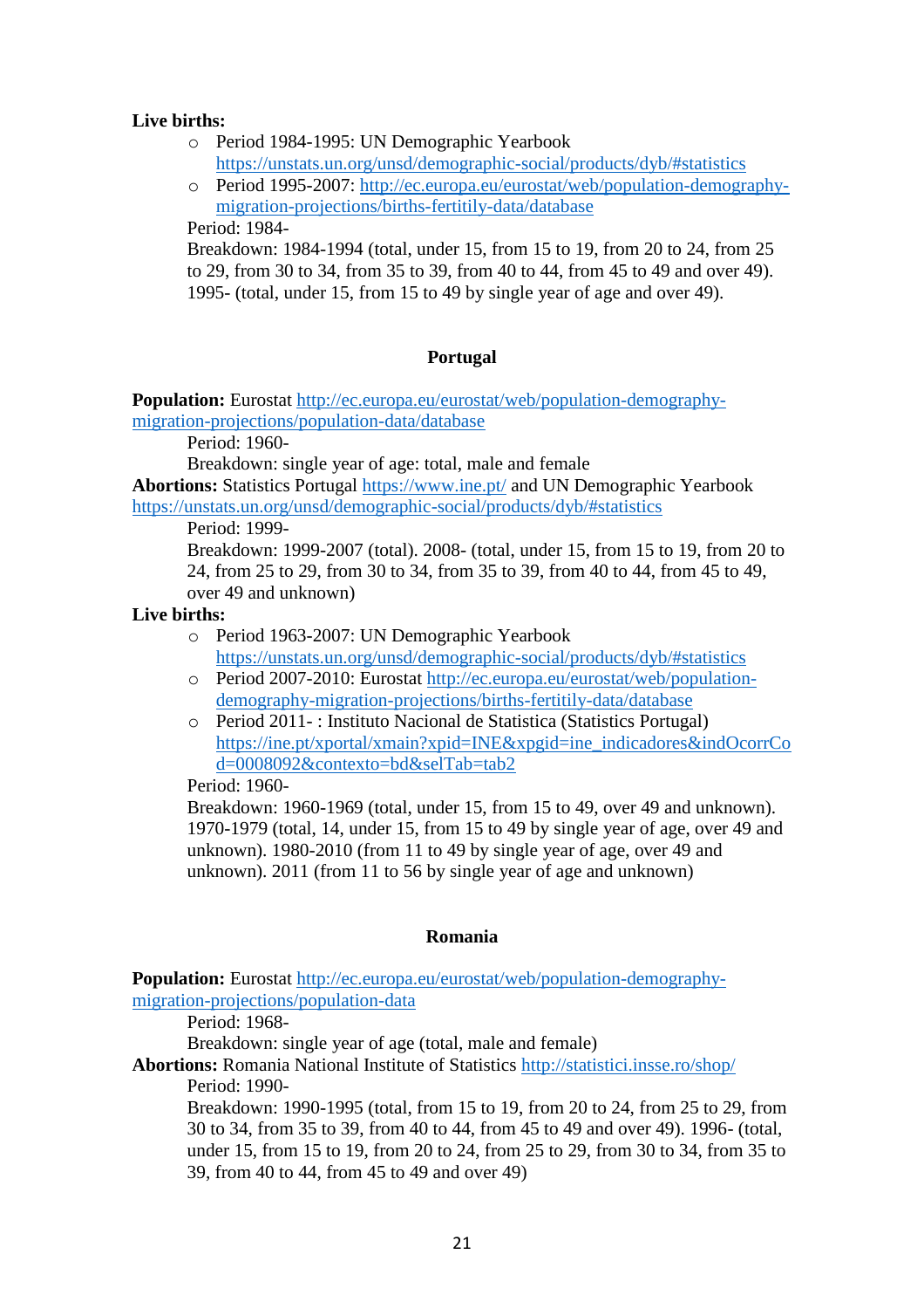**Live births:**

- Period 1984-1995: UN Demographic Yearbook https://unstats.un.org/unsd/demographic-social/products/dyb/#statistics
- Period 1995-2007: http://ec.europa.eu/eurostat/web/population-demography-migration-projections/births-fertitily-data/database

Period: 1984-

Breakdown: 1984-1994 (total, under 15, from 15 to 19, from 20 to 24, from 25 to 29, from 30 to 34, from 35 to 39, from 40 to 44, from 45 to 49 and over 49). 1995- (total, under 15, from 15 to 49 by single year of age and over 49).

### Portugal

**Population:** Eurostat http://ec.europa.eu/eurostat/web/population-demography-migration-projections/population-data/database

Period: 1960-

Breakdown: single year of age: total, male and female

**Abortions:** Statistics Portugal https://www.ine.pt/ and UN Demographic Yearbook https://unstats.un.org/unsd/demographic-social/products/dyb/#statistics

Period: 1999-

Breakdown: 1999-2007 (total). 2008- (total, under 15, from 15 to 19, from 20 to 24, from 25 to 29, from 30 to 34, from 35 to 39, from 40 to 44, from 45 to 49, over 49 and unknown)

**Live births:**

- Period 1963-2007: UN Demographic Yearbook https://unstats.un.org/unsd/demographic-social/products/dyb/#statistics
- Period 2007-2010: Eurostat http://ec.europa.eu/eurostat/web/population-demography-migration-projections/births-fertitily-data/database
- Period 2011- : Instituto Nacional de Statistica (Statistics Portugal) https://ine.pt/xportal/xmain?xpid=INE&xpgid=ine_indicadores&indOcorrCod=0008092&contexto=bd&selTab=tab2

Period: 1960-

Breakdown: 1960-1969 (total, under 15, from 15 to 49, over 49 and unknown). 1970-1979 (total, 14, under 15, from 15 to 49 by single year of age, over 49 and unknown). 1980-2010 (from 11 to 49 by single year of age, over 49 and unknown). 2011 (from 11 to 56 by single year of age and unknown)

### Romania

**Population:** Eurostat http://ec.europa.eu/eurostat/web/population-demography-migration-projections/population-data

Period: 1968-

Breakdown: single year of age (total, male and female)

**Abortions:** Romania National Institute of Statistics http://statistici.insse.ro/shop/

Period: 1990-

Breakdown: 1990-1995 (total, from 15 to 19, from 20 to 24, from 25 to 29, from 30 to 34, from 35 to 39, from 40 to 44, from 45 to 49 and over 49). 1996- (total, under 15, from 15 to 19, from 20 to 24, from 25 to 29, from 30 to 34, from 35 to 39, from 40 to 44, from 45 to 49 and over 49)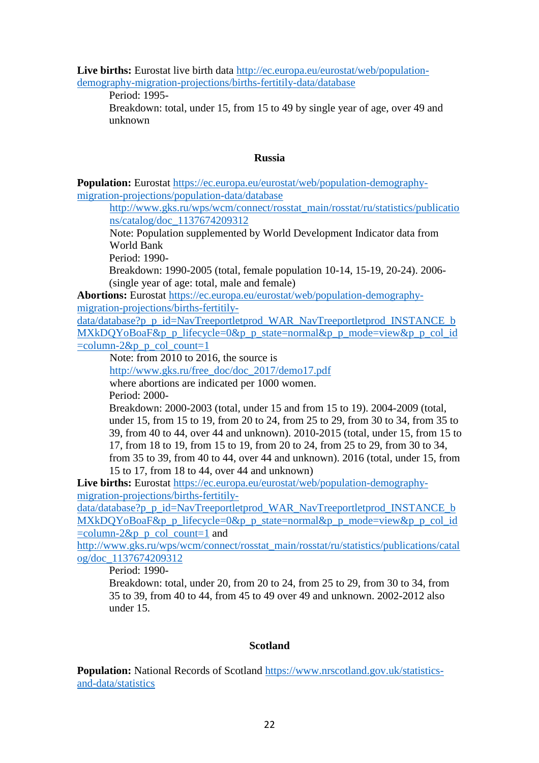**Live births:** Eurostat live birth data http://ec.europa.eu/eurostat/web/population-demography-migration-projections/births-fertility-data/database

Period: 1995-

Breakdown: total, under 15, from 15 to 49 by single year of age, over 49 and unknown

### Russia

**Population:** Eurostat https://ec.europa.eu/eurostat/web/population-demography-migration-projections/population-data/database

http://www.gks.ru/wps/wcm/connect/rosstat_main/rosstat/ru/statistics/publications/catalog/doc_1137674209312

Note: Population supplemented by World Development Indicator data from World Bank

Period: 1990-

Breakdown: 1990-2005 (total, female population 10-14, 15-19, 20-24). 2006- (single year of age: total, male and female)

**Abortions:** Eurostat https://ec.europa.eu/eurostat/web/population-demography-migration-projections/births-fertility-data/database?p_p_id=NavTreeportletprod_WAR_NavTreeportletprod_INSTANCE_bMXkDQYoBoaF&p_p_lifecycle=0&p_p_state=normal&p_p_mode=view&p_p_col_id=column-2&p_p_col_count=1

Note: from 2010 to 2016, the source is http://www.gks.ru/free_doc/doc_2017/demo17.pdf where abortions are indicated per 1000 women.

Period: 2000-

Breakdown: 2000-2003 (total, under 15 and from 15 to 19). 2004-2009 (total, under 15, from 15 to 19, from 20 to 24, from 25 to 29, from 30 to 34, from 35 to 39, from 40 to 44, over 44 and unknown). 2010-2015 (total, under 15, from 15 to 17, from 18 to 19, from 15 to 19, from 20 to 24, from 25 to 29, from 30 to 34, from 35 to 39, from 40 to 44, over 44 and unknown). 2016 (total, under 15, from 15 to 17, from 18 to 44, over 44 and unknown)

**Live births:** Eurostat https://ec.europa.eu/eurostat/web/population-demography-migration-projections/births-fertility-data/database?p_p_id=NavTreeportletprod_WAR_NavTreeportletprod_INSTANCE_bMXkDQYoBoaF&p_p_lifecycle=0&p_p_state=normal&p_p_mode=view&p_p_col_id=column-2&p_p_col_count=1 and http://www.gks.ru/wps/wcm/connect/rosstat_main/rosstat/ru/statistics/publications/catalog/doc_1137674209312

Period: 1990-

Breakdown: total, under 20, from 20 to 24, from 25 to 29, from 30 to 34, from 35 to 39, from 40 to 44, from 45 to 49 over 49 and unknown. 2002-2012 also under 15.

### Scotland

**Population:** National Records of Scotland https://www.nrscotland.gov.uk/statistics-and-data/statistics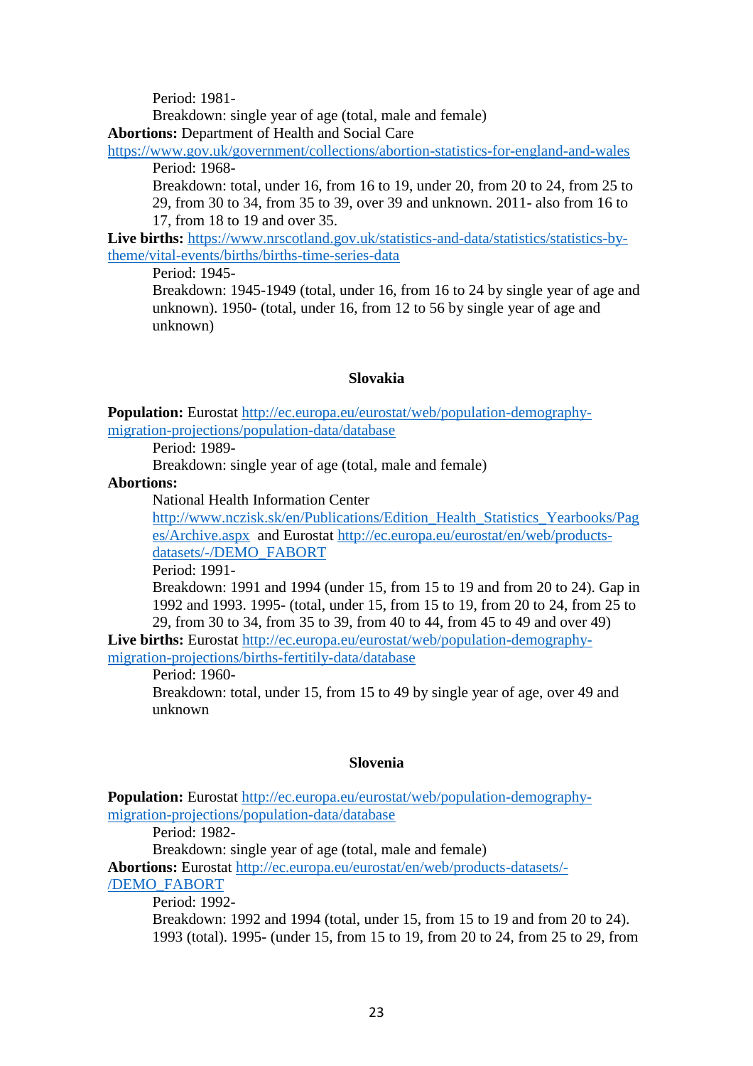Period: 1981-

Breakdown: single year of age (total, male and female)

**Abortions:** Department of Health and Social Care https://www.gov.uk/government/collections/abortion-statistics-for-england-and-wales

Period: 1968-

Breakdown: total, under 16, from 16 to 19, under 20, from 20 to 24, from 25 to 29, from 30 to 34, from 35 to 39, over 39 and unknown. 2011- also from 16 to 17, from 18 to 19 and over 35.

**Live births:** https://www.nrscotland.gov.uk/statistics-and-data/statistics/statistics-by-theme/vital-events/births/births-time-series-data

Period: 1945-

Breakdown: 1945-1949 (total, under 16, from 16 to 24 by single year of age and unknown). 1950- (total, under 16, from 12 to 56 by single year of age and unknown)

### Slovakia

**Population:** Eurostat http://ec.europa.eu/eurostat/web/population-demography-migration-projections/population-data/database

Period: 1989-

Breakdown: single year of age (total, male and female)

**Abortions:**

National Health Information Center http://www.nczisk.sk/en/Publications/Edition_Health_Statistics_Yearbooks/Pages/Archive.aspx and Eurostat http://ec.europa.eu/eurostat/en/web/products-datasets/-/DEMO_FABORT

Period: 1991-

Breakdown: 1991 and 1994 (under 15, from 15 to 19 and from 20 to 24). Gap in 1992 and 1993. 1995- (total, under 15, from 15 to 19, from 20 to 24, from 25 to 29, from 30 to 34, from 35 to 39, from 40 to 44, from 45 to 49 and over 49)

**Live births:** Eurostat http://ec.europa.eu/eurostat/web/population-demography-migration-projections/births-fertitily-data/database

Period: 1960-

Breakdown: total, under 15, from 15 to 49 by single year of age, over 49 and unknown

### Slovenia

**Population:** Eurostat http://ec.europa.eu/eurostat/web/population-demography-migration-projections/population-data/database

Period: 1982-

Breakdown: single year of age (total, male and female)

**Abortions:** Eurostat http://ec.europa.eu/eurostat/en/web/products-datasets/-/DEMO_FABORT

Period: 1992-

Breakdown: 1992 and 1994 (total, under 15, from 15 to 19 and from 20 to 24). 1993 (total). 1995- (under 15, from 15 to 19, from 20 to 24, from 25 to 29, from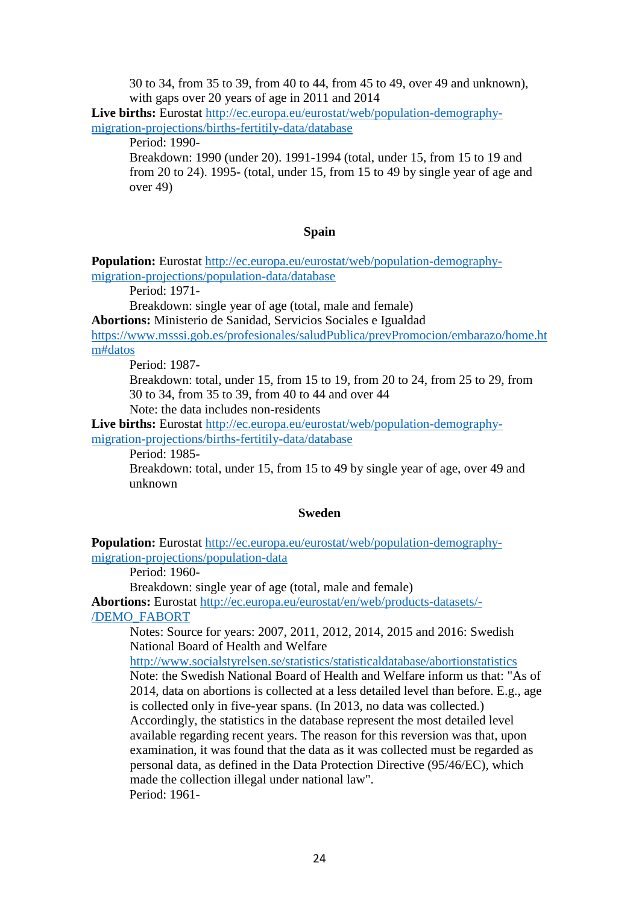30 to 34, from 35 to 39, from 40 to 44, from 45 to 49, over 49 and unknown), with gaps over 20 years of age in 2011 and 2014

**Live births:** Eurostat [http://ec.europa.eu/eurostat/web/population-demography-migration-projections/births-fertitily-data/database](http://ec.europa.eu/eurostat/web/population-demography-migration-projections/births-fertitily-data/database)

Period: 1990-

Breakdown: 1990 (under 20). 1991-1994 (total, under 15, from 15 to 19 and from 20 to 24). 1995- (total, under 15, from 15 to 49 by single year of age and over 49)

### Spain

**Population:** Eurostat [http://ec.europa.eu/eurostat/web/population-demography-migration-projections/population-data/database](http://ec.europa.eu/eurostat/web/population-demography-migration-projections/population-data/database)

Period: 1971-

Breakdown: single year of age (total, male and female)

**Abortions:** Ministerio de Sanidad, Servicios Sociales e Igualdad [https://www.msssi.gob.es/profesionales/saludPublica/prevPromocion/embarazo/home.htm#datos](https://www.msssi.gob.es/profesionales/saludPublica/prevPromocion/embarazo/home.htm#datos)

Period: 1987-

Breakdown: total, under 15, from 15 to 19, from 20 to 24, from 25 to 29, from 30 to 34, from 35 to 39, from 40 to 44 and over 44

Note: the data includes non-residents

**Live births:** Eurostat [http://ec.europa.eu/eurostat/web/population-demography-migration-projections/births-fertitily-data/database](http://ec.europa.eu/eurostat/web/population-demography-migration-projections/births-fertitily-data/database)

Period: 1985-

Breakdown: total, under 15, from 15 to 49 by single year of age, over 49 and unknown

### Sweden

**Population:** Eurostat [http://ec.europa.eu/eurostat/web/population-demography-migration-projections/population-data](http://ec.europa.eu/eurostat/web/population-demography-migration-projections/population-data)

Period: 1960-

Breakdown: single year of age (total, male and female)

**Abortions:** Eurostat [http://ec.europa.eu/eurostat/en/web/products-datasets/-/DEMO_FABORT](http://ec.europa.eu/eurostat/en/web/products-datasets/-/DEMO_FABORT)

Notes: Source for years: 2007, 2011, 2012, 2014, 2015 and 2016: Swedish National Board of Health and Welfare [http://www.socialstyrelsen.se/statistics/statisticaldatabase/abortionstatistics](http://www.socialstyrelsen.se/statistics/statisticaldatabase/abortionstatistics)

Note: the Swedish National Board of Health and Welfare inform us that: "As of 2014, data on abortions is collected at a less detailed level than before. E.g., age is collected only in five-year spans. (In 2013, no data was collected.) Accordingly, the statistics in the database represent the most detailed level available regarding recent years. The reason for this reversion was that, upon examination, it was found that the data as it was collected must be regarded as personal data, as defined in the Data Protection Directive (95/46/EC), which made the collection illegal under national law".

Period: 1961-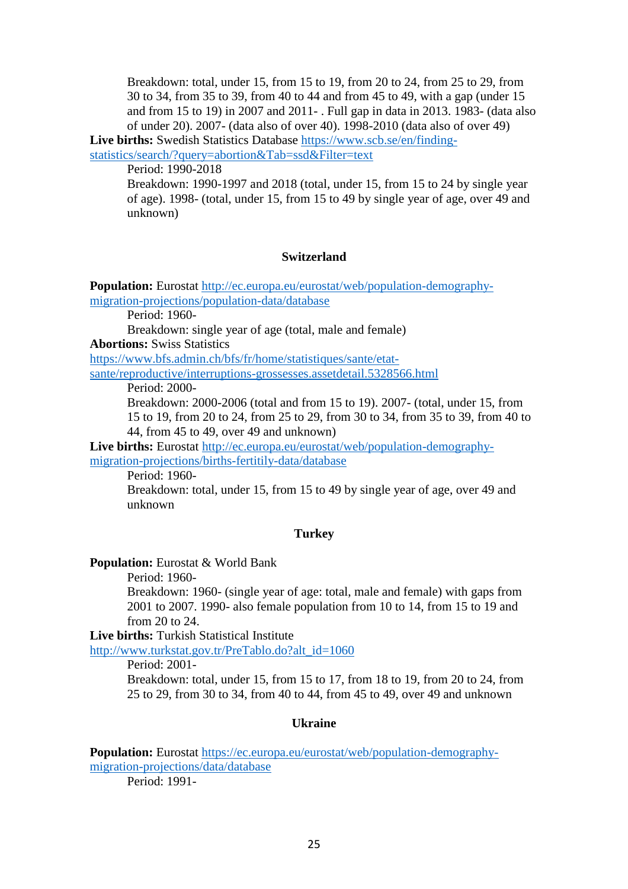Breakdown: total, under 15, from 15 to 19, from 20 to 24, from 25 to 29, from 30 to 34, from 35 to 39, from 40 to 44 and from 45 to 49, with a gap (under 15 and from 15 to 19) in 2007 and 2011- . Full gap in data in 2013. 1983- (data also of under 20). 2007- (data also of over 40). 1998-2010 (data also of over 49)

**Live births:** Swedish Statistics Database https://www.scb.se/en/finding-statistics/search/?query=abortion&Tab=ssd&Filter=text

Period: 1990-2018

Breakdown: 1990-1997 and 2018 (total, under 15, from 15 to 24 by single year of age). 1998- (total, under 15, from 15 to 49 by single year of age, over 49 and unknown)

### Switzerland

**Population:** Eurostat http://ec.europa.eu/eurostat/web/population-demography-migration-projections/population-data/database

Period: 1960-

Breakdown: single year of age (total, male and female)

**Abortions:** Swiss Statistics https://www.bfs.admin.ch/bfs/fr/home/statistiques/sante/etat-sante/reproductive/interruptions-grossesses.assetdetail.5328566.html

Period: 2000-

Breakdown: 2000-2006 (total and from 15 to 19). 2007- (total, under 15, from 15 to 19, from 20 to 24, from 25 to 29, from 30 to 34, from 35 to 39, from 40 to 44, from 45 to 49, over 49 and unknown)

**Live births:** Eurostat http://ec.europa.eu/eurostat/web/population-demography-migration-projections/births-fertitily-data/database

Period: 1960-

Breakdown: total, under 15, from 15 to 49 by single year of age, over 49 and unknown

### Turkey

**Population:** Eurostat & World Bank

Period: 1960-

Breakdown: 1960- (single year of age: total, male and female) with gaps from 2001 to 2007. 1990- also female population from 10 to 14, from 15 to 19 and from 20 to 24.

**Live births:** Turkish Statistical Institute http://www.turkstat.gov.tr/PreTablo.do?alt_id=1060

Period: 2001-

Breakdown: total, under 15, from 15 to 17, from 18 to 19, from 20 to 24, from 25 to 29, from 30 to 34, from 40 to 44, from 45 to 49, over 49 and unknown

### Ukraine

**Population:** Eurostat https://ec.europa.eu/eurostat/web/population-demography-migration-projections/data/database

Period: 1991-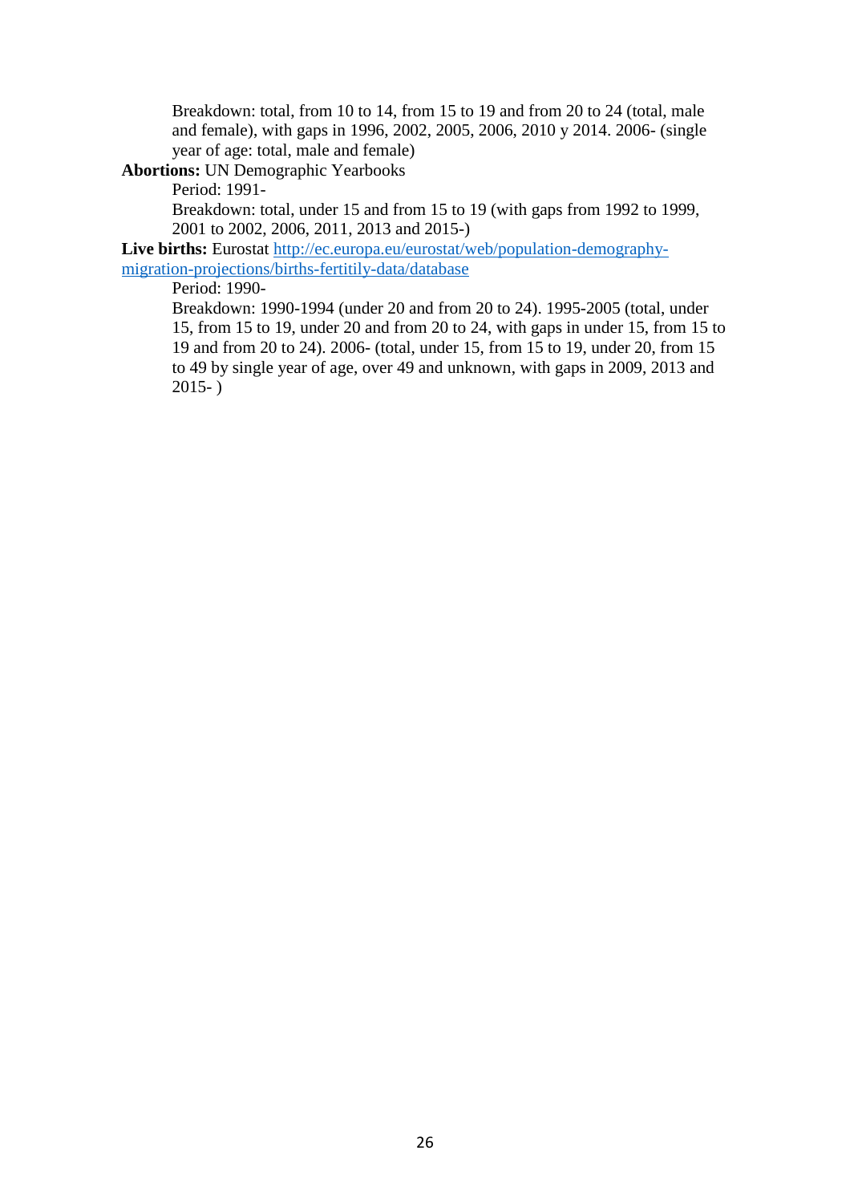Breakdown: total, from 10 to 14, from 15 to 19 and from 20 to 24 (total, male and female), with gaps in 1996, 2002, 2005, 2006, 2010 y 2014. 2006- (single year of age: total, male and female)

**Abortions:** UN Demographic Yearbooks

Period: 1991-

Breakdown: total, under 15 and from 15 to 19 (with gaps from 1992 to 1999, 2001 to 2002, 2006, 2011, 2013 and 2015-)

**Live births:** Eurostat [http://ec.europa.eu/eurostat/web/population-demography-migration-projections/births-fertitily-data/database](http://ec.europa.eu/eurostat/web/population-demography-migration-projections/births-fertitily-data/database)

Period: 1990-

Breakdown: 1990-1994 (under 20 and from 20 to 24). 1995-2005 (total, under 15, from 15 to 19, under 20 and from 20 to 24, with gaps in under 15, from 15 to 19 and from 20 to 24). 2006- (total, under 15, from 15 to 19, under 20, from 15 to 49 by single year of age, over 49 and unknown, with gaps in 2009, 2013 and 2015- )